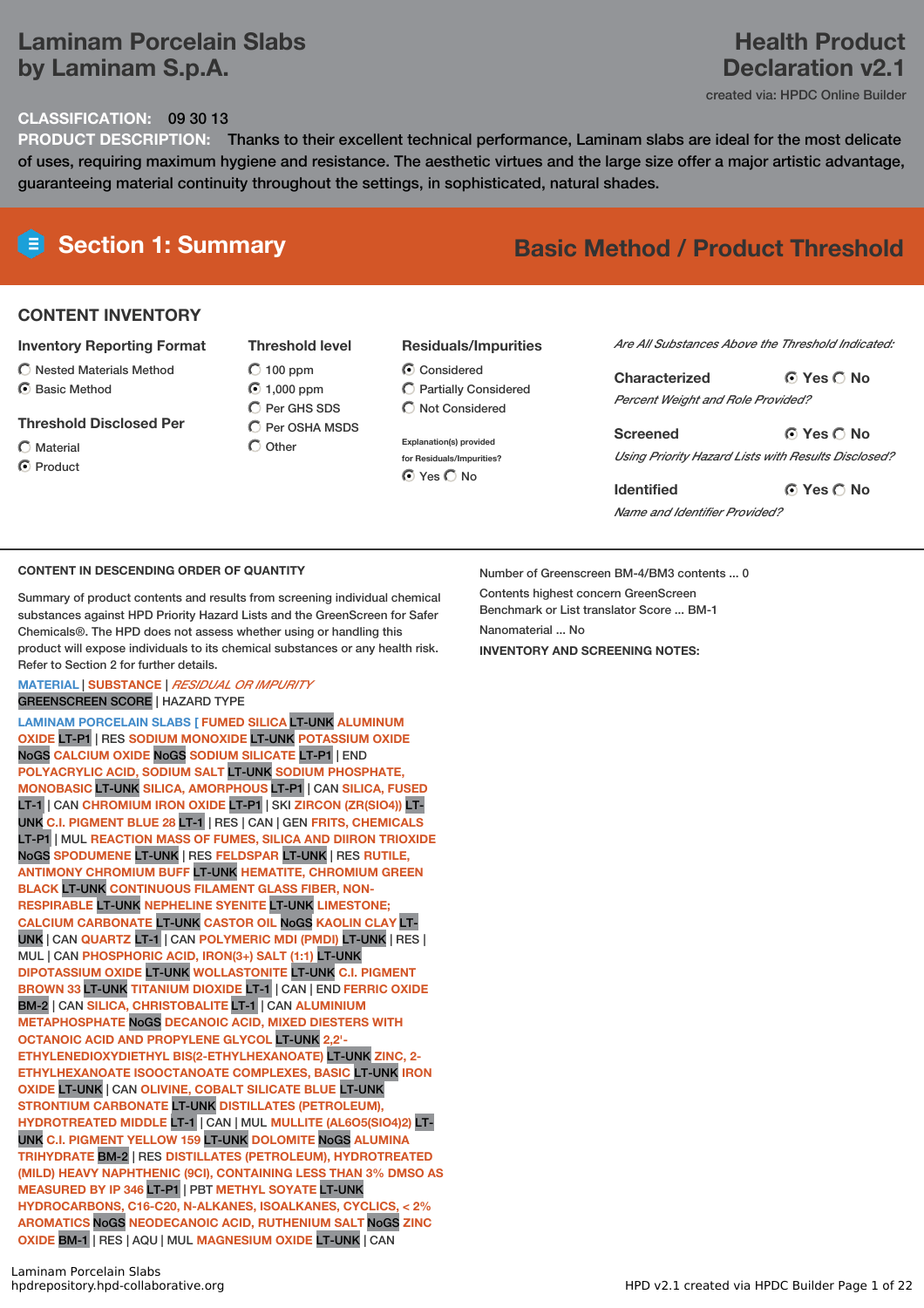# Laminam Porcelain Slabs by Laminam S.p.A.

# Health Product Declaration v2.1

created via: HPDC Online Builder

**CLASSIFICATION:** 09 30 13

**PRODUCT DESCRIPTION:** Thanks to their excellent technical performance, Laminam slabs are ideal for the most delicate of uses, requiring maximum hygiene and resistance. The aesthetic virtues and the large size offer a major artistic advantage, guaranteeing material continuity throughout the settings, in sophisticated, natural shades.

## Section 1: Summary

**Basic Method / Product Threshold**

### CONTENT INVENTORY

**Inventory Reporting Format**
- ○ Nested Materials Method
- ◉ Basic Method

**Threshold Disclosed Per**
- ○ Material
- ◉ Product

**Threshold level**
- ○ 100 ppm
- ◉ 1,000 ppm
- ○ Per GHS SDS
- ○ Per OSHA MSDS
- ○ Other

**Residuals/Impurities**
- ◉ Considered
- ○ Partially Considered
- ○ Not Considered

Explanation(s) provided for Residuals/Impurities?
◉ Yes ○ No

*Are All Substances Above the Threshold Indicated:*

**Characterized** ◉ Yes ○ No
*Percent Weight and Role Provided?*

**Screened** ◉ Yes ○ No
*Using Priority Hazard Lists with Results Disclosed?*

**Identified** ◉ Yes ○ No
*Name and Identifier Provided?*

### CONTENT IN DESCENDING ORDER OF QUANTITY

Summary of product contents and results from screening individual chemical substances against HPD Priority Hazard Lists and the GreenScreen for Safer Chemicals®. The HPD does not assess whether using or handling this product will expose individuals to its chemical substances or any health risk. Refer to Section 2 for further details.

MATERIAL | SUBSTANCE | *RESIDUAL OR IMPURITY*
GREENSCREEN SCORE | HAZARD TYPE

LAMINAM PORCELAIN SLABS [ FUMED SILICA LT-UNK ALUMINUM OXIDE LT-P1 | RES SODIUM MONOXIDE LT-UNK POTASSIUM OXIDE NoGS CALCIUM OXIDE NoGS SODIUM SILICATE LT-P1 | END POLYACRYLIC ACID, SODIUM SALT LT-UNK SODIUM PHOSPHATE, MONOBASIC LT-UNK SILICA, AMORPHOUS LT-P1 | CAN SILICA, FUSED LT-1 | CAN CHROMIUM IRON OXIDE LT-P1 | SKI ZIRCON (ZR(SIO4)) LT-UNK C.I. PIGMENT BLUE 28 LT-1 | RES | CAN | GEN FRITS, CHEMICALS LT-P1 | MUL REACTION MASS OF FUMES, SILICA AND DIIRON TRIOXIDE NoGS SPODUMENE LT-UNK | RES FELDSPAR LT-UNK | RES RUTILE, ANTIMONY CHROMIUM BUFF LT-UNK HEMATITE, CHROMIUM GREEN BLACK LT-UNK CONTINUOUS FILAMENT GLASS FIBER, NON-RESPIRABLE LT-UNK NEPHELINE SYENITE LT-UNK LIMESTONE; CALCIUM CARBONATE LT-UNK CASTOR OIL NoGS KAOLIN CLAY LT-UNK | CAN QUARTZ LT-1 | CAN POLYMERIC MDI (PMDI) LT-UNK | RES | MUL | CAN PHOSPHORIC ACID, IRON(3+) SALT (1:1) LT-UNK DIPOTASSIUM OXIDE LT-UNK WOLLASTONITE LT-UNK C.I. PIGMENT BROWN 33 LT-UNK TITANIUM DIOXIDE LT-1 | CAN | END FERRIC OXIDE BM-2 | CAN SILICA, CHRISTOBALITE LT-1 | CAN ALUMINIUM METAPHOSPHATE NoGS DECANOIC ACID, MIXED DIESTERS WITH OCTANOIC ACID AND PROPYLENE GLYCOL LT-UNK 2,2'-ETHYLENEDIOXYDIETHYL BIS(2-ETHYLHEXANOATE) LT-UNK ZINC, 2-ETHYLHEXANOATE ISOOCTANOATE COMPLEXES, BASIC LT-UNK IRON OXIDE LT-UNK | CAN OLIVINE, COBALT SILICATE BLUE LT-UNK STRONTIUM CARBONATE LT-UNK DISTILLATES (PETROLEUM), HYDROTREATED MIDDLE LT-1 | CAN | MUL MULLITE (AL6O5(SIO4)2) LT-UNK C.I. PIGMENT YELLOW 159 LT-UNK DOLOMITE NoGS ALUMINA TRIHYDRATE BM-2 | RES DISTILLATES (PETROLEUM), HYDROTREATED (MILD) HEAVY NAPHTHENIC (9CI), CONTAINING LESS THAN 3% DMSO AS MEASURED BY IP 346 LT-P1 | PBT METHYL SOYATE LT-UNK HYDROCARBONS, C16-C20, N-ALKANES, ISOALKANES, CYCLICS, < 2% AROMATICS NoGS NEODECANOIC ACID, RUTHENIUM SALT NoGS ZINC OXIDE BM-1 | RES | AQU | MUL MAGNESIUM OXIDE LT-UNK | CAN

Number of Greenscreen BM-4/BM3 contents ... 0

Contents highest concern GreenScreen Benchmark or List translator Score ... BM-1

Nanomaterial ... No

**INVENTORY AND SCREENING NOTES:**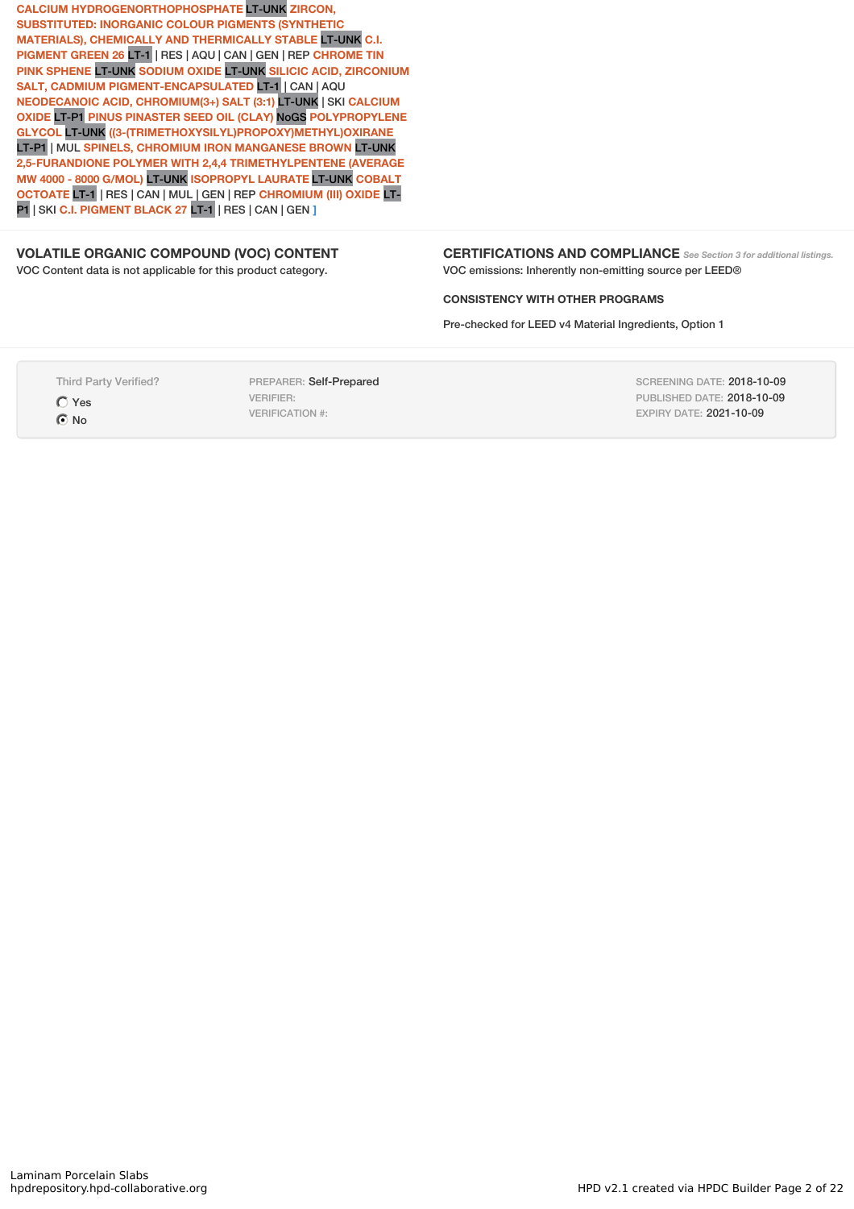CALCIUM HYDROGENORTHOPHOSPHATE LT-UNK ZIRCON, SUBSTITUTED: INORGANIC COLOUR PIGMENTS (SYNTHETIC MATERIALS), CHEMICALLY AND THERMICALLY STABLE LT-UNK C.I. PIGMENT GREEN 26 LT-1 | RES | AQU | CAN | GEN | REP CHROME TIN PINK SPHENE LT-UNK SODIUM OXIDE LT-UNK SILICIC ACID, ZIRCONIUM SALT, CADMIUM PIGMENT-ENCAPSULATED LT-1 | CAN | AQU NEODECANOIC ACID, CHROMIUM(3+) SALT (3:1) LT-UNK | SKI CALCIUM OXIDE LT-P1 PINUS PINASTER SEED OIL (CLAY) NoGS POLYPROPYLENE GLYCOL LT-UNK ((3-(TRIMETHOXYSILYL)PROPOXY)METHYL)OXIRANE LT-P1 | MUL SPINELS, CHROMIUM IRON MANGANESE BROWN LT-UNK 2,5-FURANDIONE POLYMER WITH 2,4,4 TRIMETHYLPENTENE (AVERAGE MW 4000 - 8000 G/MOL) LT-UNK ISOPROPYL LAURATE LT-UNK COBALT OCTOATE LT-1 | RES | CAN | MUL | GEN | REP CHROMIUM (III) OXIDE LT-P1 | SKI C.I. PIGMENT BLACK 27 LT-1 | RES | CAN | GEN ]

## VOLATILE ORGANIC COMPOUND (VOC) CONTENT

VOC Content data is not applicable for this product category.

## CERTIFICATIONS AND COMPLIANCE

*See Section 3 for additional listings.*

VOC emissions: Inherently non-emitting source per LEED®

### CONSISTENCY WITH OTHER PROGRAMS

Pre-checked for LEED v4 Material Ingredients, Option 1

Third Party Verified?

- Yes
- No (selected)

PREPARER: Self-Prepared
VERIFIER:
VERIFICATION #:

SCREENING DATE: 2018-10-09
PUBLISHED DATE: 2018-10-09
EXPIRY DATE: 2021-10-09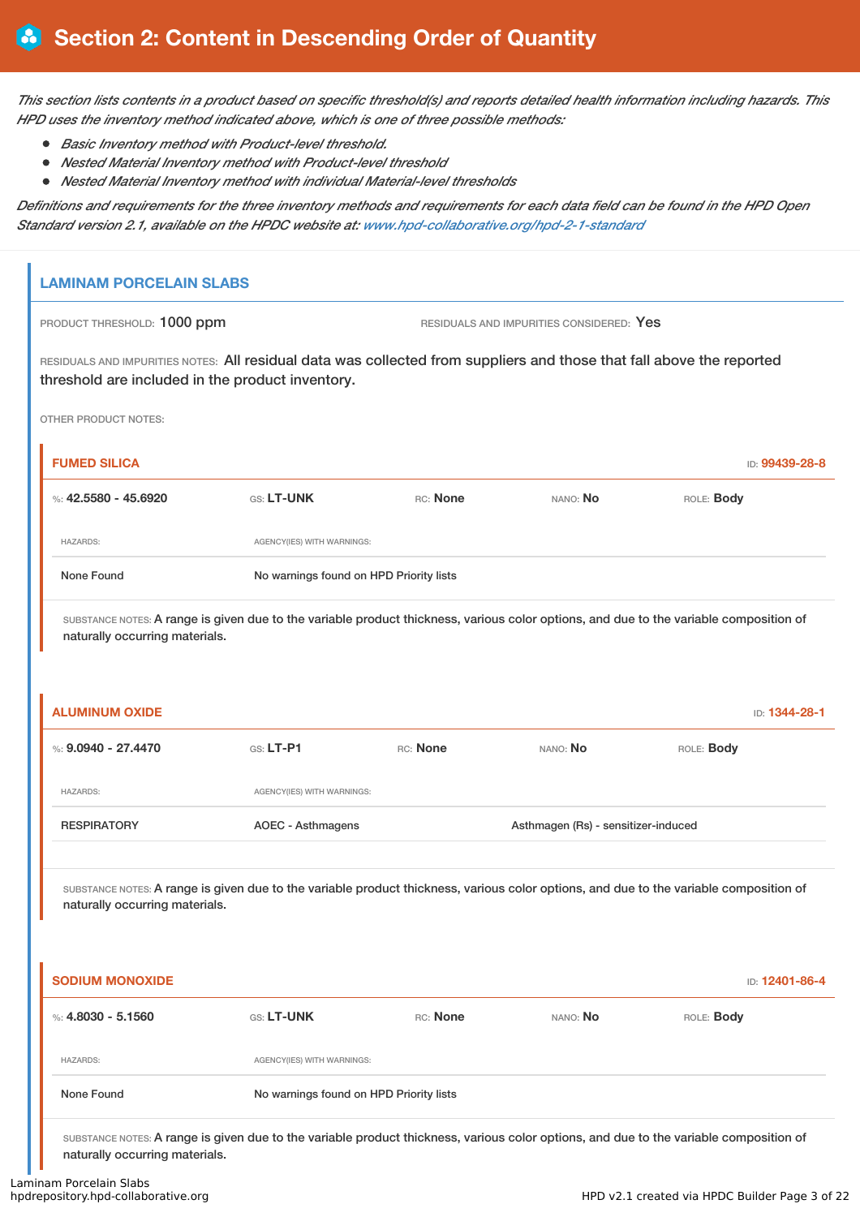# Section 2: Content in Descending Order of Quantity

*This section lists contents in a product based on specific threshold(s) and reports detailed health information including hazards. This HPD uses the inventory method indicated above, which is one of three possible methods:*

- *Basic Inventory method with Product-level threshold.*
- *Nested Material Inventory method with Product-level threshold*
- *Nested Material Inventory method with individual Material-level thresholds*

*Definitions and requirements for the three inventory methods and requirements for each data field can be found in the HPD Open Standard version 2.1, available on the HPDC website at: www.hpd-collaborative.org/hpd-2-1-standard*

## LAMINAM PORCELAIN SLABS

PRODUCT THRESHOLD: 1000 ppm

RESIDUALS AND IMPURITIES CONSIDERED: Yes

RESIDUALS AND IMPURITIES NOTES: All residual data was collected from suppliers and those that fall above the reported threshold are included in the product inventory.

OTHER PRODUCT NOTES:

### FUMED SILICA

ID: 99439-28-8

%: **42.5580 - 45.6920** | GS: **LT-UNK** | RC: **None** | NANO: **No** | ROLE: **Body**

| HAZARDS: | AGENCY(IES) WITH WARNINGS: |
|---|---|
| None Found | No warnings found on HPD Priority lists |

SUBSTANCE NOTES: A range is given due to the variable product thickness, various color options, and due to the variable composition of naturally occurring materials.

### ALUMINUM OXIDE

ID: 1344-28-1

%: **9.0940 - 27.4470** | GS: **LT-P1** | RC: **None** | NANO: **No** | ROLE: **Body**

| HAZARDS: | AGENCY(IES) WITH WARNINGS: | |
|---|---|---|
| RESPIRATORY | AOEC - Asthmagens | Asthmagen (Rs) - sensitizer-induced |

SUBSTANCE NOTES: A range is given due to the variable product thickness, various color options, and due to the variable composition of naturally occurring materials.

### SODIUM MONOXIDE

ID: 12401-86-4

%: **4.8030 - 5.1560** | GS: **LT-UNK** | RC: **None** | NANO: **No** | ROLE: **Body**

| HAZARDS: | AGENCY(IES) WITH WARNINGS: |
|---|---|
| None Found | No warnings found on HPD Priority lists |

SUBSTANCE NOTES: A range is given due to the variable product thickness, various color options, and due to the variable composition of naturally occurring materials.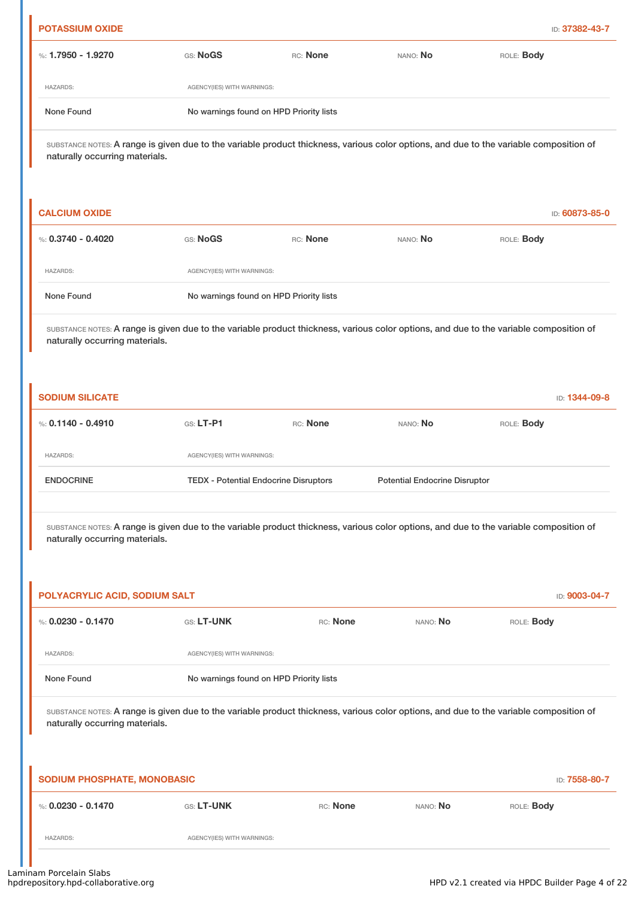### POTASSIUM OXIDE

ID: **37382-43-7**

| %: **1.7950 - 1.9270** | GS: **NoGS** | RC: **None** | NANO: **No** | ROLE: **Body** |
|---|---|---|---|---|

| HAZARDS: | AGENCY(IES) WITH WARNINGS: |
|---|---|
| None Found | No warnings found on HPD Priority lists |

SUBSTANCE NOTES: A range is given due to the variable product thickness, various color options, and due to the variable composition of naturally occurring materials.

### CALCIUM OXIDE

ID: **60873-85-0**

| %: **0.3740 - 0.4020** | GS: **NoGS** | RC: **None** | NANO: **No** | ROLE: **Body** |
|---|---|---|---|---|

| HAZARDS: | AGENCY(IES) WITH WARNINGS: |
|---|---|
| None Found | No warnings found on HPD Priority lists |

SUBSTANCE NOTES: A range is given due to the variable product thickness, various color options, and due to the variable composition of naturally occurring materials.

### SODIUM SILICATE

ID: **1344-09-8**

| %: **0.1140 - 0.4910** | GS: **LT-P1** | RC: **None** | NANO: **No** | ROLE: **Body** |
|---|---|---|---|---|

| HAZARDS: | AGENCY(IES) WITH WARNINGS: | |
|---|---|---|
| ENDOCRINE | TEDX - Potential Endocrine Disruptors | Potential Endocrine Disruptor |

SUBSTANCE NOTES: A range is given due to the variable product thickness, various color options, and due to the variable composition of naturally occurring materials.

### POLYACRYLIC ACID, SODIUM SALT

ID: **9003-04-7**

| %: **0.0230 - 0.1470** | GS: **LT-UNK** | RC: **None** | NANO: **No** | ROLE: **Body** |
|---|---|---|---|---|

| HAZARDS: | AGENCY(IES) WITH WARNINGS: |
|---|---|
| None Found | No warnings found on HPD Priority lists |

SUBSTANCE NOTES: A range is given due to the variable product thickness, various color options, and due to the variable composition of naturally occurring materials.

### SODIUM PHOSPHATE, MONOBASIC

ID: **7558-80-7**

| %: **0.0230 - 0.1470** | GS: **LT-UNK** | RC: **None** | NANO: **No** | ROLE: **Body** |
|---|---|---|---|---|

| HAZARDS: | AGENCY(IES) WITH WARNINGS: |
|---|---|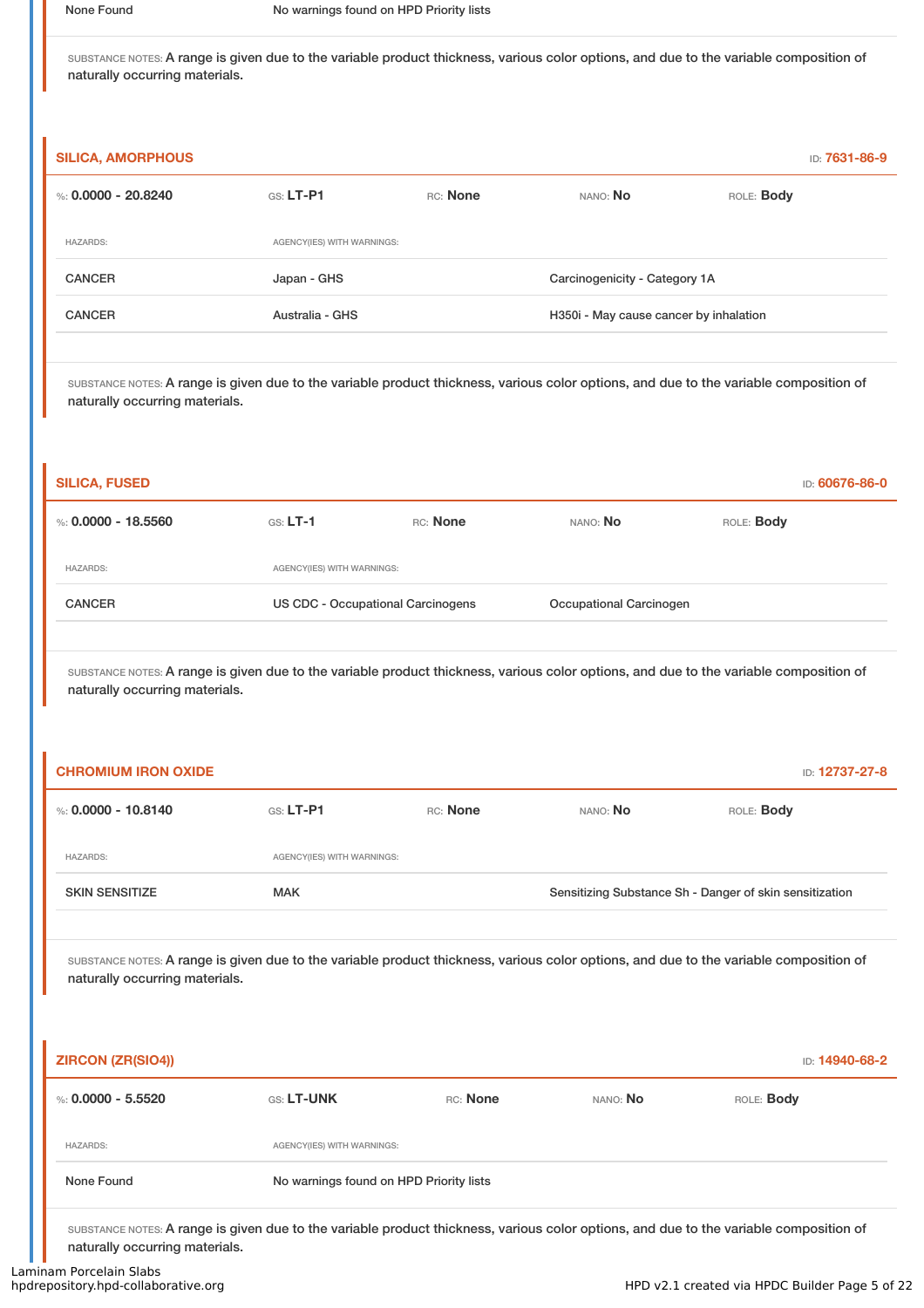| | |
|---|---|
| None Found | No warnings found on HPD Priority lists |

SUBSTANCE NOTES: A range is given due to the variable product thickness, various color options, and due to the variable composition of naturally occurring materials.

### SILICA, AMORPHOUS

ID: **7631-86-9**

%: **0.0000 - 20.8240** GS: **LT-P1** RC: **None** NANO: **No** ROLE: **Body**

| HAZARDS: | AGENCY(IES) WITH WARNINGS: | |
|---|---|---|
| CANCER | Japan - GHS | Carcinogenicity - Category 1A |
| CANCER | Australia - GHS | H350i - May cause cancer by inhalation |

SUBSTANCE NOTES: A range is given due to the variable product thickness, various color options, and due to the variable composition of naturally occurring materials.

### SILICA, FUSED

ID: **60676-86-0**

%: **0.0000 - 18.5560** GS: **LT-1** RC: **None** NANO: **No** ROLE: **Body**

| HAZARDS: | AGENCY(IES) WITH WARNINGS: | |
|---|---|---|
| CANCER | US CDC - Occupational Carcinogens | Occupational Carcinogen |

SUBSTANCE NOTES: A range is given due to the variable product thickness, various color options, and due to the variable composition of naturally occurring materials.

### CHROMIUM IRON OXIDE

ID: **12737-27-8**

%: **0.0000 - 10.8140** GS: **LT-P1** RC: **None** NANO: **No** ROLE: **Body**

| HAZARDS: | AGENCY(IES) WITH WARNINGS: | |
|---|---|---|
| SKIN SENSITIZE | MAK | Sensitizing Substance Sh - Danger of skin sensitization |

SUBSTANCE NOTES: A range is given due to the variable product thickness, various color options, and due to the variable composition of naturally occurring materials.

### ZIRCON (ZR(SIO4))

ID: **14940-68-2**

%: **0.0000 - 5.5520** GS: **LT-UNK** RC: **None** NANO: **No** ROLE: **Body**

| HAZARDS: | AGENCY(IES) WITH WARNINGS: |
|---|---|
| None Found | No warnings found on HPD Priority lists |

SUBSTANCE NOTES: A range is given due to the variable product thickness, various color options, and due to the variable composition of naturally occurring materials.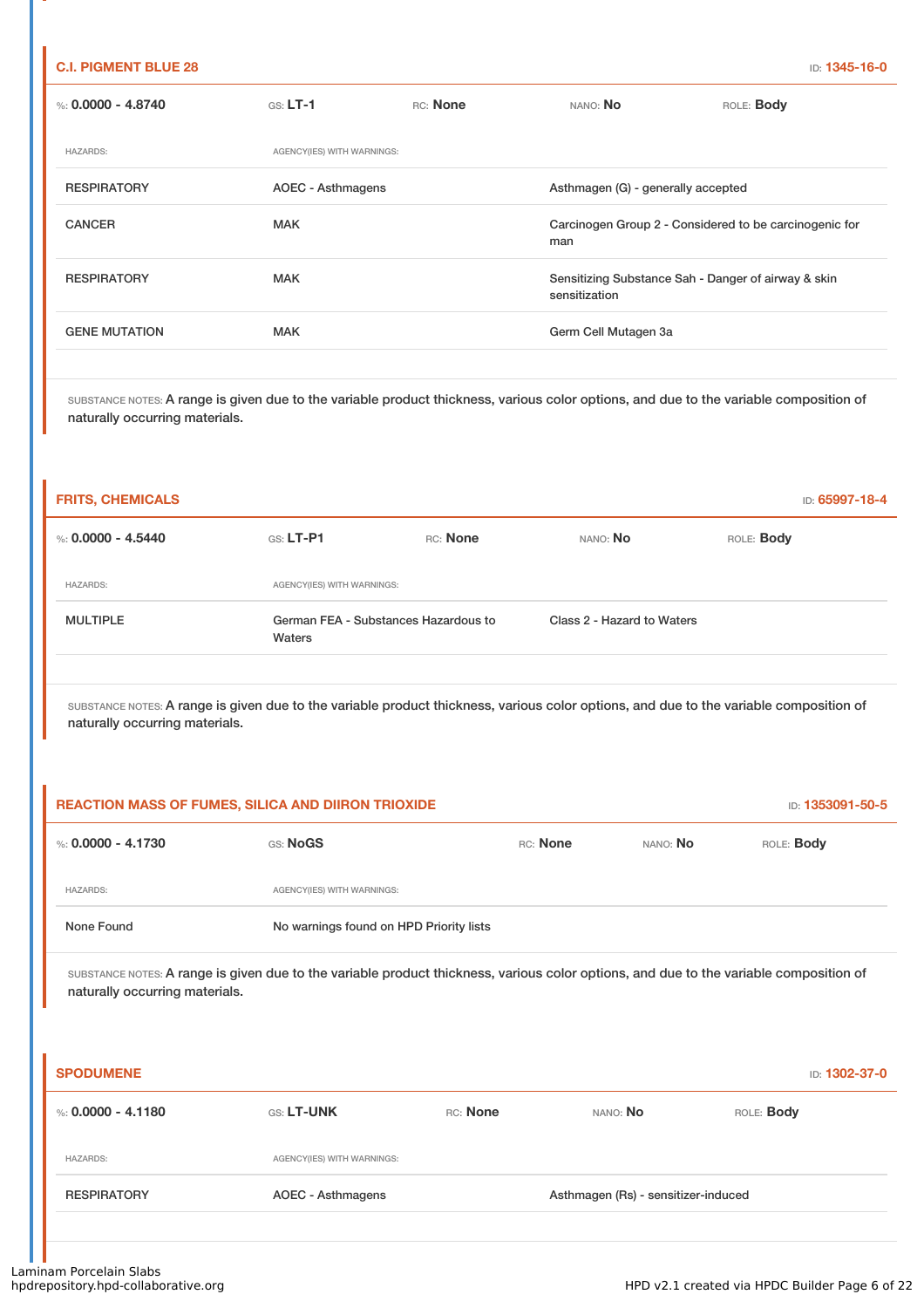### C.I. PIGMENT BLUE 28

ID: **1345-16-0**

%: **0.0000 - 4.8740** GS: **LT-1** RC: **None** NANO: **No** ROLE: **Body**

| HAZARDS: | AGENCY(IES) WITH WARNINGS: | |
|---|---|---|
| RESPIRATORY | AOEC - Asthmagens | Asthmagen (G) - generally accepted |
| CANCER | MAK | Carcinogen Group 2 - Considered to be carcinogenic for man |
| RESPIRATORY | MAK | Sensitizing Substance Sah - Danger of airway & skin sensitization |
| GENE MUTATION | MAK | Germ Cell Mutagen 3a |

SUBSTANCE NOTES: A range is given due to the variable product thickness, various color options, and due to the variable composition of naturally occurring materials.

### FRITS, CHEMICALS

ID: **65997-18-4**

%: **0.0000 - 4.5440** GS: **LT-P1** RC: **None** NANO: **No** ROLE: **Body**

| HAZARDS: | AGENCY(IES) WITH WARNINGS: | |
|---|---|---|
| MULTIPLE | German FEA - Substances Hazardous to Waters | Class 2 - Hazard to Waters |

SUBSTANCE NOTES: A range is given due to the variable product thickness, various color options, and due to the variable composition of naturally occurring materials.

### REACTION MASS OF FUMES, SILICA AND DIIRON TRIOXIDE

ID: **1353091-50-5**

%: **0.0000 - 4.1730** GS: **NoGS** RC: **None** NANO: **No** ROLE: **Body**

| HAZARDS: | AGENCY(IES) WITH WARNINGS: |
|---|---|
| None Found | No warnings found on HPD Priority lists |

SUBSTANCE NOTES: A range is given due to the variable product thickness, various color options, and due to the variable composition of naturally occurring materials.

### SPODUMENE

ID: **1302-37-0**

%: **0.0000 - 4.1180** GS: **LT-UNK** RC: **None** NANO: **No** ROLE: **Body**

| HAZARDS: | AGENCY(IES) WITH WARNINGS: | |
|---|---|---|
| RESPIRATORY | AOEC - Asthmagens | Asthmagen (Rs) - sensitizer-induced |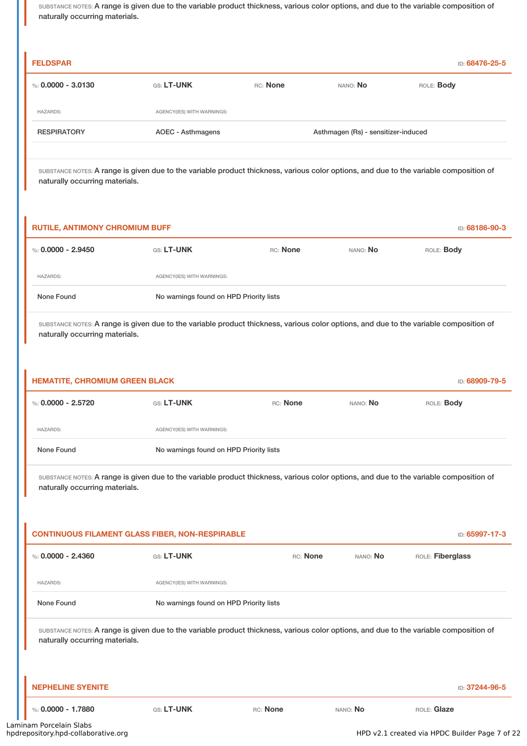SUBSTANCE NOTES: A range is given due to the variable product thickness, various color options, and due to the variable composition of naturally occurring materials.

### FELDSPAR

ID: 68476-25-5

%: **0.0000 - 3.0130** GS: **LT-UNK** RC: **None** NANO: **No** ROLE: **Body**

| HAZARDS: | AGENCY(IES) WITH WARNINGS: | |
|---|---|---|
| RESPIRATORY | AOEC - Asthmagens | Asthmagen (Rs) - sensitizer-induced |

SUBSTANCE NOTES: A range is given due to the variable product thickness, various color options, and due to the variable composition of naturally occurring materials.

### RUTILE, ANTIMONY CHROMIUM BUFF

ID: 68186-90-3

%: **0.0000 - 2.9450** GS: **LT-UNK** RC: **None** NANO: **No** ROLE: **Body**

| HAZARDS: | AGENCY(IES) WITH WARNINGS: |
|---|---|
| None Found | No warnings found on HPD Priority lists |

SUBSTANCE NOTES: A range is given due to the variable product thickness, various color options, and due to the variable composition of naturally occurring materials.

### HEMATITE, CHROMIUM GREEN BLACK

ID: 68909-79-5

%: **0.0000 - 2.5720** GS: **LT-UNK** RC: **None** NANO: **No** ROLE: **Body**

| HAZARDS: | AGENCY(IES) WITH WARNINGS: |
|---|---|
| None Found | No warnings found on HPD Priority lists |

SUBSTANCE NOTES: A range is given due to the variable product thickness, various color options, and due to the variable composition of naturally occurring materials.

### CONTINUOUS FILAMENT GLASS FIBER, NON-RESPIRABLE

ID: 65997-17-3

%: **0.0000 - 2.4360** GS: **LT-UNK** RC: **None** NANO: **No** ROLE: **Fiberglass**

| HAZARDS: | AGENCY(IES) WITH WARNINGS: |
|---|---|
| None Found | No warnings found on HPD Priority lists |

SUBSTANCE NOTES: A range is given due to the variable product thickness, various color options, and due to the variable composition of naturally occurring materials.

### NEPHELINE SYENITE

ID: 37244-96-5

%: **0.0000 - 1.7880** GS: **LT-UNK** RC: **None** NANO: **No** ROLE: **Glaze**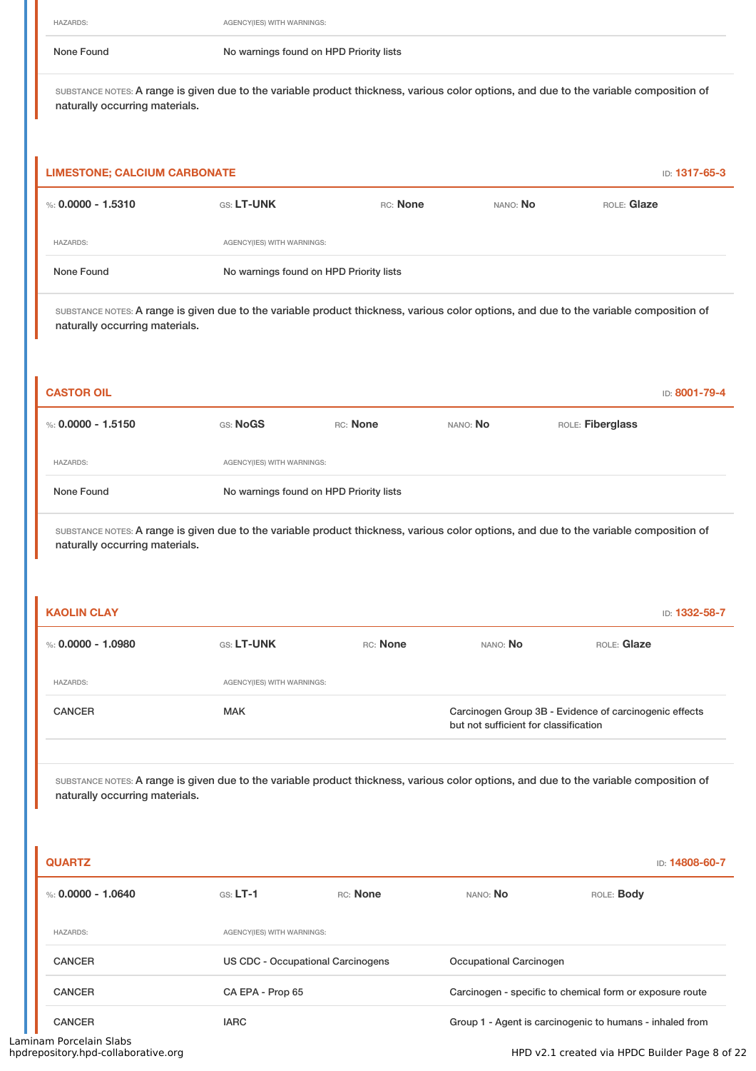| HAZARDS: | AGENCY(IES) WITH WARNINGS: |
| --- | --- |
| None Found | No warnings found on HPD Priority lists |

SUBSTANCE NOTES: A range is given due to the variable product thickness, various color options, and due to the variable composition of naturally occurring materials.

## LIMESTONE; CALCIUM CARBONATE

ID: **1317-65-3**

%: **0.0000 - 1.5310** GS: **LT-UNK** RC: **None** NANO: **No** ROLE: **Glaze**

| HAZARDS: | AGENCY(IES) WITH WARNINGS: |
| --- | --- |
| None Found | No warnings found on HPD Priority lists |

SUBSTANCE NOTES: A range is given due to the variable product thickness, various color options, and due to the variable composition of naturally occurring materials.

## CASTOR OIL

ID: **8001-79-4**

%: **0.0000 - 1.5150** GS: **NoGS** RC: **None** NANO: **No** ROLE: **Fiberglass**

| HAZARDS: | AGENCY(IES) WITH WARNINGS: |
| --- | --- |
| None Found | No warnings found on HPD Priority lists |

SUBSTANCE NOTES: A range is given due to the variable product thickness, various color options, and due to the variable composition of naturally occurring materials.

## KAOLIN CLAY

ID: **1332-58-7**

%: **0.0000 - 1.0980** GS: **LT-UNK** RC: **None** NANO: **No** ROLE: **Glaze**

| HAZARDS: | AGENCY(IES) WITH WARNINGS: | |
| --- | --- | --- |
| CANCER | MAK | Carcinogen Group 3B - Evidence of carcinogenic effects but not sufficient for classification |

SUBSTANCE NOTES: A range is given due to the variable product thickness, various color options, and due to the variable composition of naturally occurring materials.

## QUARTZ

ID: **14808-60-7**

%: **0.0000 - 1.0640** GS: **LT-1** RC: **None** NANO: **No** ROLE: **Body**

| HAZARDS: | AGENCY(IES) WITH WARNINGS: | |
| --- | --- | --- |
| CANCER | US CDC - Occupational Carcinogens | Occupational Carcinogen |
| CANCER | CA EPA - Prop 65 | Carcinogen - specific to chemical form or exposure route |
| CANCER | IARC | Group 1 - Agent is carcinogenic to humans - inhaled from |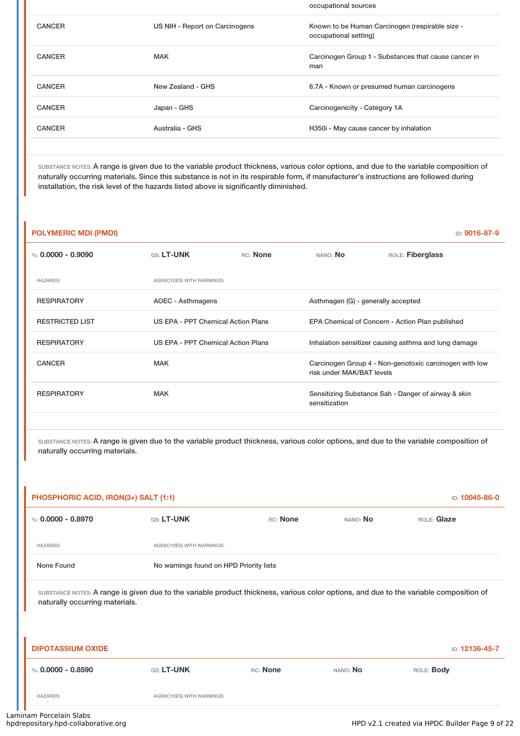| | | occupational sources |
|---|---|---|
| CANCER | US NIH - Report on Carcinogens | Known to be Human Carcinogen (respirable size - occupational setting) |
| CANCER | MAK | Carcinogen Group 1 - Substances that cause cancer in man |
| CANCER | New Zealand - GHS | 6.7A - Known or presumed human carcinogens |
| CANCER | Japan - GHS | Carcinogenicity - Category 1A |
| CANCER | Australia - GHS | H350i - May cause cancer by inhalation |

SUBSTANCE NOTES: A range is given due to the variable product thickness, various color options, and due to the variable composition of naturally occurring materials. Since this substance is not in its respirable form, if manufacturer's instructions are followed during installation, the risk level of the hazards listed above is significantly diminished.

## POLYMERIC MDI (PMDI)

ID: **9016-87-9**

%: **0.0000 - 0.9090** GS: **LT-UNK** RC: **None** NANO: **No** ROLE: **Fiberglass**

| HAZARDS: | AGENCY(IES) WITH WARNINGS: | |
|---|---|---|
| RESPIRATORY | AOEC - Asthmagens | Asthmagen (G) - generally accepted |
| RESTRICTED LIST | US EPA - PPT Chemical Action Plans | EPA Chemical of Concern - Action Plan published |
| RESPIRATORY | US EPA - PPT Chemical Action Plans | Inhalation sensitizer causing asthma and lung damage |
| CANCER | MAK | Carcinogen Group 4 - Non-genotoxic carcinogen with low risk under MAK/BAT levels |
| RESPIRATORY | MAK | Sensitizing Substance Sah - Danger of airway & skin sensitization |

SUBSTANCE NOTES: A range is given due to the variable product thickness, various color options, and due to the variable composition of naturally occurring materials.

## PHOSPHORIC ACID, IRON(3+) SALT (1:1)

ID: **10045-86-0**

%: **0.0000 - 0.8970** GS: **LT-UNK** RC: **None** NANO: **No** ROLE: **Glaze**

| HAZARDS: | AGENCY(IES) WITH WARNINGS: |
|---|---|
| None Found | No warnings found on HPD Priority lists |

SUBSTANCE NOTES: A range is given due to the variable product thickness, various color options, and due to the variable composition of naturally occurring materials.

## DIPOTASSIUM OXIDE

ID: **12136-45-7**

%: **0.0000 - 0.8590** GS: **LT-UNK** RC: **None** NANO: **No** ROLE: **Body**

| HAZARDS: | AGENCY(IES) WITH WARNINGS: |
|---|---|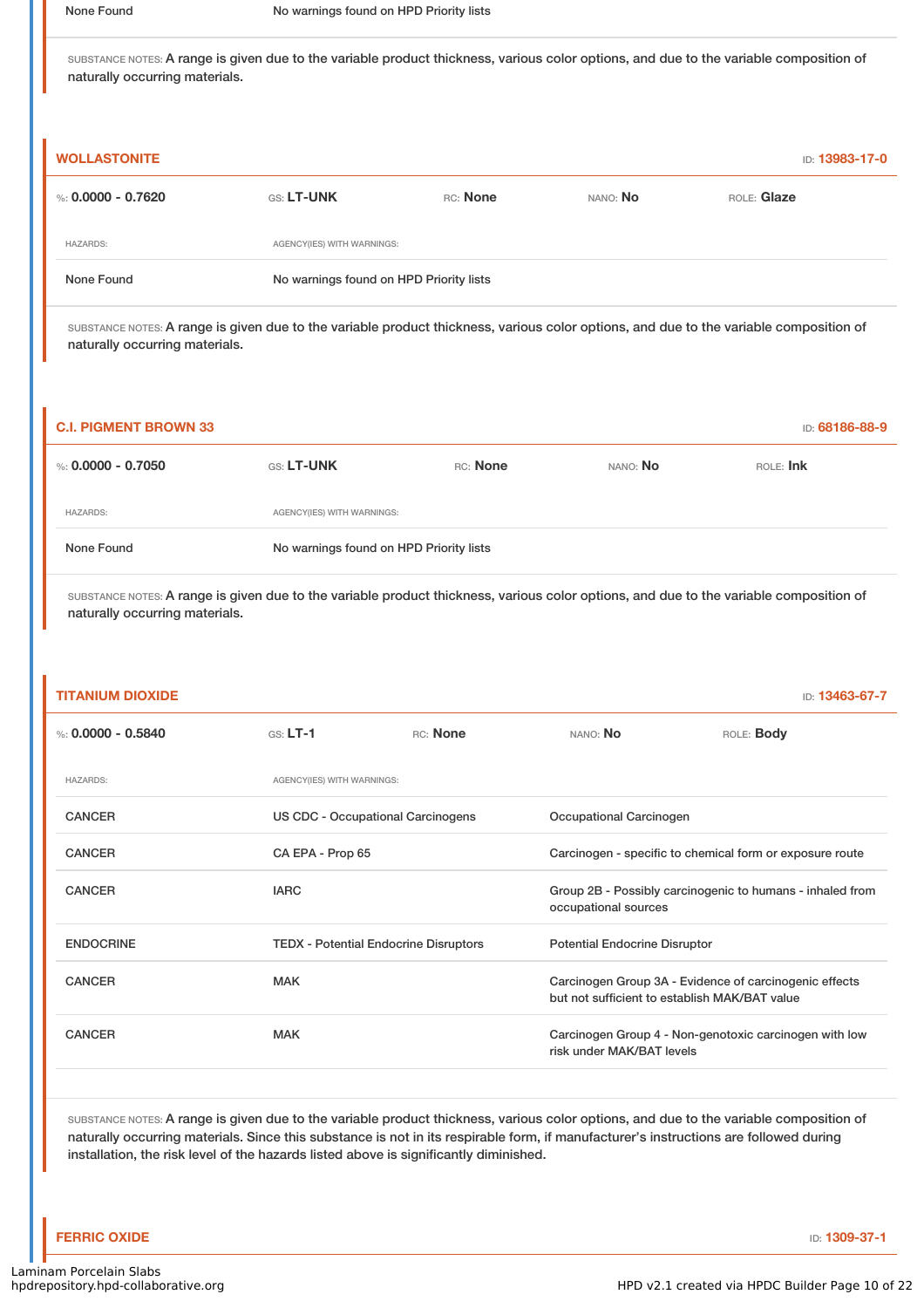| None Found | No warnings found on HPD Priority lists |
|---|---|

SUBSTANCE NOTES: A range is given due to the variable product thickness, various color options, and due to the variable composition of naturally occurring materials.

## WOLLASTONITE

ID: **13983-17-0**

| %: **0.0000 - 0.7620** | GS: **LT-UNK** | RC: **None** | NANO: **No** | ROLE: **Glaze** |
|---|---|---|---|---|

| HAZARDS: | AGENCY(IES) WITH WARNINGS: |
|---|---|
| None Found | No warnings found on HPD Priority lists |

SUBSTANCE NOTES: A range is given due to the variable product thickness, various color options, and due to the variable composition of naturally occurring materials.

## C.I. PIGMENT BROWN 33

ID: **68186-88-9**

| %: **0.0000 - 0.7050** | GS: **LT-UNK** | RC: **None** | NANO: **No** | ROLE: **Ink** |
|---|---|---|---|---|

| HAZARDS: | AGENCY(IES) WITH WARNINGS: |
|---|---|
| None Found | No warnings found on HPD Priority lists |

SUBSTANCE NOTES: A range is given due to the variable product thickness, various color options, and due to the variable composition of naturally occurring materials.

## TITANIUM DIOXIDE

ID: **13463-67-7**

| %: **0.0000 - 0.5840** | GS: **LT-1** | RC: **None** | NANO: **No** | ROLE: **Body** |
|---|---|---|---|---|

| HAZARDS: | AGENCY(IES) WITH WARNINGS: | |
|---|---|---|
| CANCER | US CDC - Occupational Carcinogens | Occupational Carcinogen |
| CANCER | CA EPA - Prop 65 | Carcinogen - specific to chemical form or exposure route |
| CANCER | IARC | Group 2B - Possibly carcinogenic to humans - inhaled from occupational sources |
| ENDOCRINE | TEDX - Potential Endocrine Disruptors | Potential Endocrine Disruptor |
| CANCER | MAK | Carcinogen Group 3A - Evidence of carcinogenic effects but not sufficient to establish MAK/BAT value |
| CANCER | MAK | Carcinogen Group 4 - Non-genotoxic carcinogen with low risk under MAK/BAT levels |

SUBSTANCE NOTES: A range is given due to the variable product thickness, various color options, and due to the variable composition of naturally occurring materials. Since this substance is not in its respirable form, if manufacturer's instructions are followed during installation, the risk level of the hazards listed above is significantly diminished.

## FERRIC OXIDE

ID: **1309-37-1**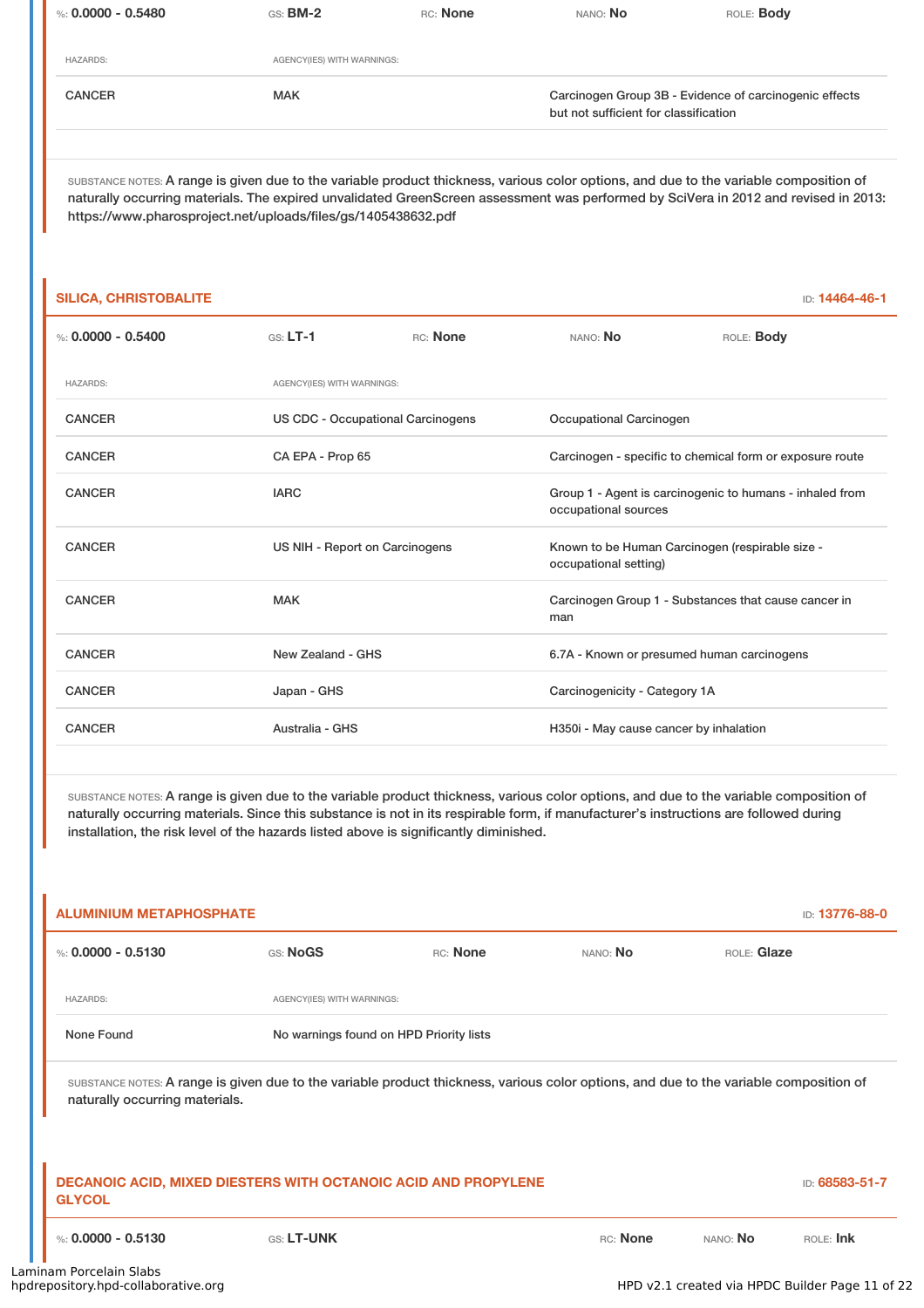%: **0.0000 - 0.5480** | GS: **BM-2** | RC: **None** | NANO: **No** | ROLE: **Body**

| HAZARDS: | AGENCY(IES) WITH WARNINGS: | |
|---|---|---|
| CANCER | MAK | Carcinogen Group 3B - Evidence of carcinogenic effects but not sufficient for classification |

SUBSTANCE NOTES: A range is given due to the variable product thickness, various color options, and due to the variable composition of naturally occurring materials. The expired unvalidated GreenScreen assessment was performed by SciVera in 2012 and revised in 2013: https://www.pharosproject.net/uploads/files/gs/1405438632.pdf

## SILICA, CHRISTOBALITE

ID: **14464-46-1**

%: **0.0000 - 0.5400** | GS: **LT-1** | RC: **None** | NANO: **No** | ROLE: **Body**

| HAZARDS: | AGENCY(IES) WITH WARNINGS: | |
|---|---|---|
| CANCER | US CDC - Occupational Carcinogens | Occupational Carcinogen |
| CANCER | CA EPA - Prop 65 | Carcinogen - specific to chemical form or exposure route |
| CANCER | IARC | Group 1 - Agent is carcinogenic to humans - inhaled from occupational sources |
| CANCER | US NIH - Report on Carcinogens | Known to be Human Carcinogen (respirable size - occupational setting) |
| CANCER | MAK | Carcinogen Group 1 - Substances that cause cancer in man |
| CANCER | New Zealand - GHS | 6.7A - Known or presumed human carcinogens |
| CANCER | Japan - GHS | Carcinogenicity - Category 1A |
| CANCER | Australia - GHS | H350i - May cause cancer by inhalation |

SUBSTANCE NOTES: A range is given due to the variable product thickness, various color options, and due to the variable composition of naturally occurring materials. Since this substance is not in its respirable form, if manufacturer's instructions are followed during installation, the risk level of the hazards listed above is significantly diminished.

## ALUMINIUM METAPHOSPHATE

ID: **13776-88-0**

%: **0.0000 - 0.5130** | GS: **NoGS** | RC: **None** | NANO: **No** | ROLE: **Glaze**

| HAZARDS: | AGENCY(IES) WITH WARNINGS: |
|---|---|
| None Found | No warnings found on HPD Priority lists |

SUBSTANCE NOTES: A range is given due to the variable product thickness, various color options, and due to the variable composition of naturally occurring materials.

## DECANOIC ACID, MIXED DIESTERS WITH OCTANOIC ACID AND PROPYLENE GLYCOL

ID: **68583-51-7**

%: **0.0000 - 0.5130** | GS: **LT-UNK** | RC: **None** | NANO: **No** | ROLE: **Ink**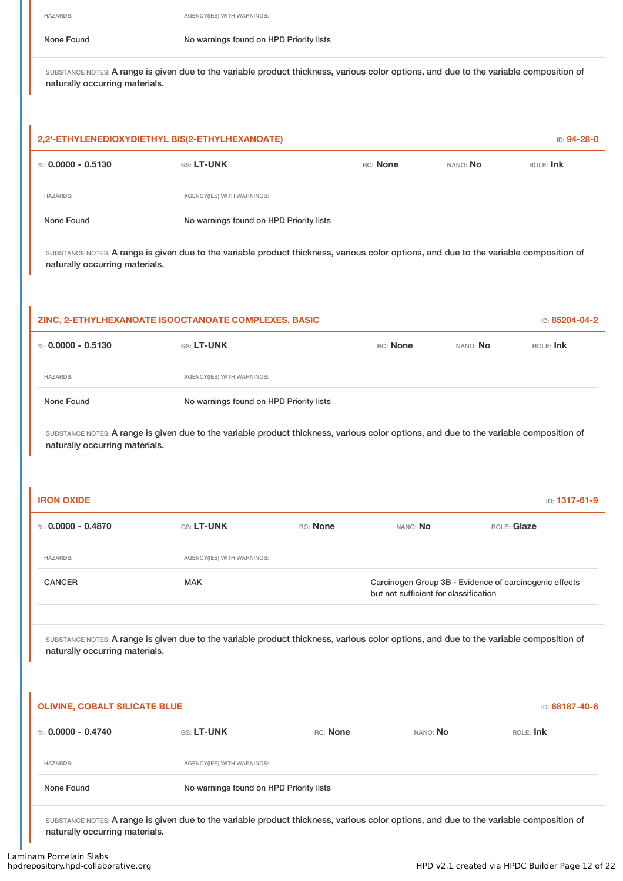| HAZARDS: | AGENCY(IES) WITH WARNINGS: |
|---|---|
| None Found | No warnings found on HPD Priority lists |

SUBSTANCE NOTES: A range is given due to the variable product thickness, various color options, and due to the variable composition of naturally occurring materials.

### 2,2'-ETHYLENEDIOXYDIETHYL BIS(2-ETHYLHEXANOATE)

ID: 94-28-0

%: **0.0000 - 0.5130** GS: **LT-UNK** RC: **None** NANO: **No** ROLE: **Ink**

| HAZARDS: | AGENCY(IES) WITH WARNINGS: |
|---|---|
| None Found | No warnings found on HPD Priority lists |

SUBSTANCE NOTES: A range is given due to the variable product thickness, various color options, and due to the variable composition of naturally occurring materials.

### ZINC, 2-ETHYLHEXANOATE ISOOCTANOATE COMPLEXES, BASIC

ID: 85204-04-2

%: **0.0000 - 0.5130** GS: **LT-UNK** RC: **None** NANO: **No** ROLE: **Ink**

| HAZARDS: | AGENCY(IES) WITH WARNINGS: |
|---|---|
| None Found | No warnings found on HPD Priority lists |

SUBSTANCE NOTES: A range is given due to the variable product thickness, various color options, and due to the variable composition of naturally occurring materials.

### IRON OXIDE

ID: 1317-61-9

%: **0.0000 - 0.4870** GS: **LT-UNK** RC: **None** NANO: **No** ROLE: **Glaze**

| HAZARDS: | AGENCY(IES) WITH WARNINGS: | |
|---|---|---|
| CANCER | MAK | Carcinogen Group 3B - Evidence of carcinogenic effects but not sufficient for classification |

SUBSTANCE NOTES: A range is given due to the variable product thickness, various color options, and due to the variable composition of naturally occurring materials.

### OLIVINE, COBALT SILICATE BLUE

ID: 68187-40-6

%: **0.0000 - 0.4740** GS: **LT-UNK** RC: **None** NANO: **No** ROLE: **Ink**

| HAZARDS: | AGENCY(IES) WITH WARNINGS: |
|---|---|
| None Found | No warnings found on HPD Priority lists |

SUBSTANCE NOTES: A range is given due to the variable product thickness, various color options, and due to the variable composition of naturally occurring materials.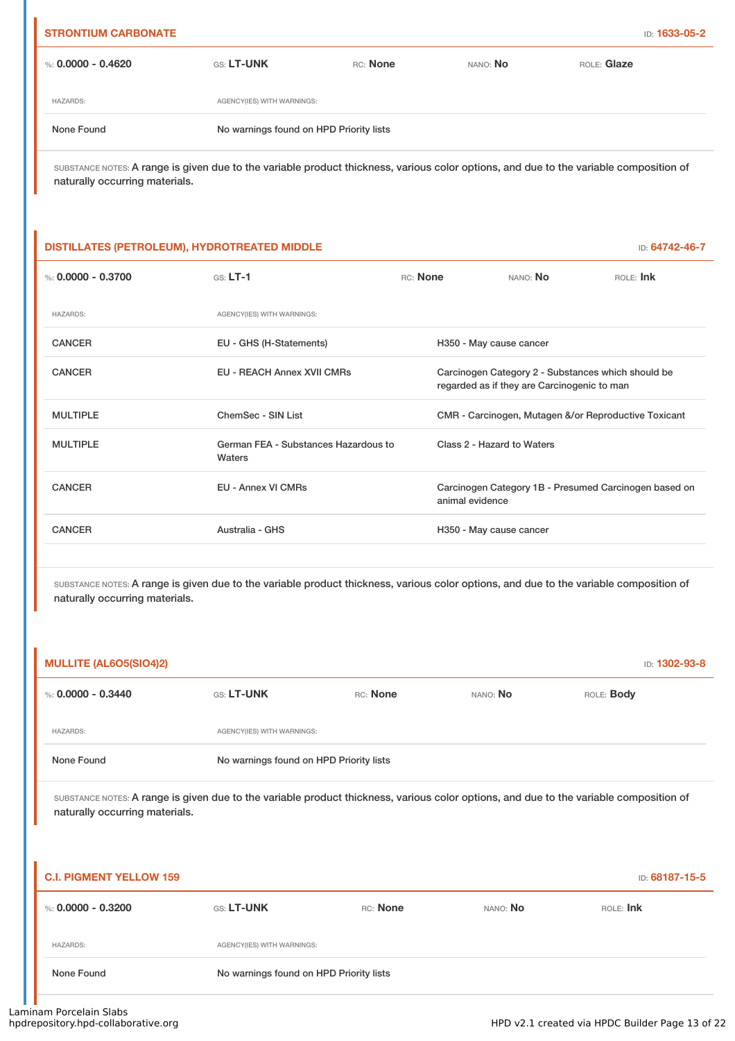### STRONTIUM CARBONATE

ID: **1633-05-2**

%: **0.0000 - 0.4620** GS: **LT-UNK** RC: **None** NANO: **No** ROLE: **Glaze**

| HAZARDS: | AGENCY(IES) WITH WARNINGS: |
|---|---|
| None Found | No warnings found on HPD Priority lists |

SUBSTANCE NOTES: A range is given due to the variable product thickness, various color options, and due to the variable composition of naturally occurring materials.

### DISTILLATES (PETROLEUM), HYDROTREATED MIDDLE

ID: **64742-46-7**

%: **0.0000 - 0.3700** GS: **LT-1** RC: **None** NANO: **No** ROLE: **Ink**

| HAZARDS: | AGENCY(IES) WITH WARNINGS: | |
|---|---|---|
| CANCER | EU - GHS (H-Statements) | H350 - May cause cancer |
| CANCER | EU - REACH Annex XVII CMRs | Carcinogen Category 2 - Substances which should be regarded as if they are Carcinogenic to man |
| MULTIPLE | ChemSec - SIN List | CMR - Carcinogen, Mutagen &/or Reproductive Toxicant |
| MULTIPLE | German FEA - Substances Hazardous to Waters | Class 2 - Hazard to Waters |
| CANCER | EU - Annex VI CMRs | Carcinogen Category 1B - Presumed Carcinogen based on animal evidence |
| CANCER | Australia - GHS | H350 - May cause cancer |

SUBSTANCE NOTES: A range is given due to the variable product thickness, various color options, and due to the variable composition of naturally occurring materials.

### MULLITE (AL6O5(SIO4)2)

ID: **1302-93-8**

%: **0.0000 - 0.3440** GS: **LT-UNK** RC: **None** NANO: **No** ROLE: **Body**

| HAZARDS: | AGENCY(IES) WITH WARNINGS: |
|---|---|
| None Found | No warnings found on HPD Priority lists |

SUBSTANCE NOTES: A range is given due to the variable product thickness, various color options, and due to the variable composition of naturally occurring materials.

### C.I. PIGMENT YELLOW 159

ID: **68187-15-5**

%: **0.0000 - 0.3200** GS: **LT-UNK** RC: **None** NANO: **No** ROLE: **Ink**

| HAZARDS: | AGENCY(IES) WITH WARNINGS: |
|---|---|
| None Found | No warnings found on HPD Priority lists |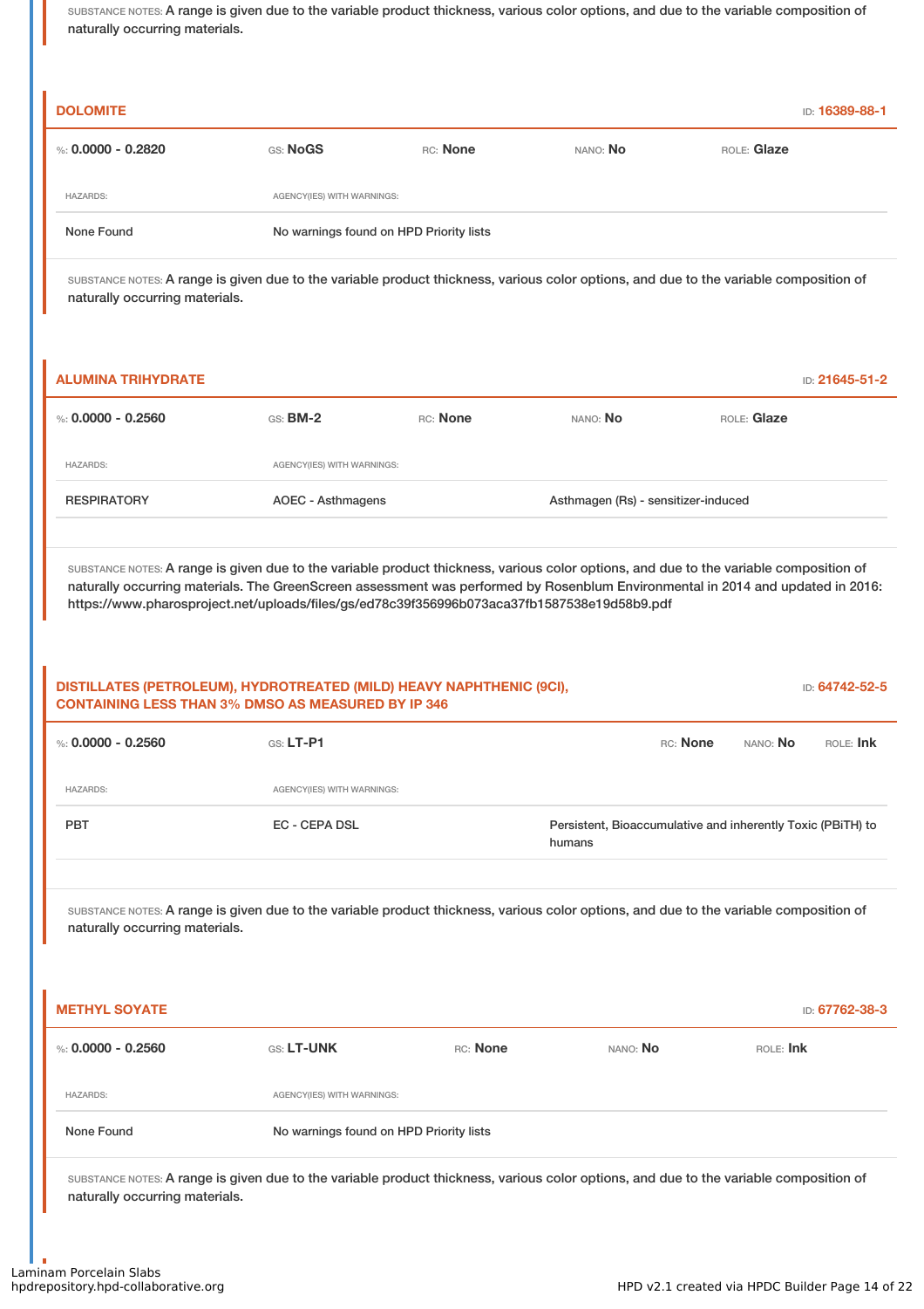SUBSTANCE NOTES: A range is given due to the variable product thickness, various color options, and due to the variable composition of naturally occurring materials.

### DOLOMITE

ID: 16389-88-1

%: **0.0000 - 0.2820** | GS: **NoGS** | RC: **None** | NANO: **No** | ROLE: **Glaze**

| HAZARDS: | AGENCY(IES) WITH WARNINGS: |
|---|---|
| None Found | No warnings found on HPD Priority lists |

SUBSTANCE NOTES: A range is given due to the variable product thickness, various color options, and due to the variable composition of naturally occurring materials.

### ALUMINA TRIHYDRATE

ID: 21645-51-2

%: **0.0000 - 0.2560** | GS: **BM-2** | RC: **None** | NANO: **No** | ROLE: **Glaze**

| HAZARDS: | AGENCY(IES) WITH WARNINGS: | |
|---|---|---|
| RESPIRATORY | AOEC - Asthmagens | Asthmagen (Rs) - sensitizer-induced |

SUBSTANCE NOTES: A range is given due to the variable product thickness, various color options, and due to the variable composition of naturally occurring materials. The GreenScreen assessment was performed by Rosenblum Environmental in 2014 and updated in 2016: https://www.pharosproject.net/uploads/files/gs/ed78c39f356996b073aca37fb1587538e19d58b9.pdf

### DISTILLATES (PETROLEUM), HYDROTREATED (MILD) HEAVY NAPHTHENIC (9CI), CONTAINING LESS THAN 3% DMSO AS MEASURED BY IP 346

ID: 64742-52-5

%: **0.0000 - 0.2560** | GS: **LT-P1** | RC: **None** | NANO: **No** | ROLE: **Ink**

| HAZARDS: | AGENCY(IES) WITH WARNINGS: | |
|---|---|---|
| PBT | EC - CEPA DSL | Persistent, Bioaccumulative and inherently Toxic (PBiTH) to humans |

SUBSTANCE NOTES: A range is given due to the variable product thickness, various color options, and due to the variable composition of naturally occurring materials.

### METHYL SOYATE

ID: 67762-38-3

%: **0.0000 - 0.2560** | GS: **LT-UNK** | RC: **None** | NANO: **No** | ROLE: **Ink**

| HAZARDS: | AGENCY(IES) WITH WARNINGS: |
|---|---|
| None Found | No warnings found on HPD Priority lists |

SUBSTANCE NOTES: A range is given due to the variable product thickness, various color options, and due to the variable composition of naturally occurring materials.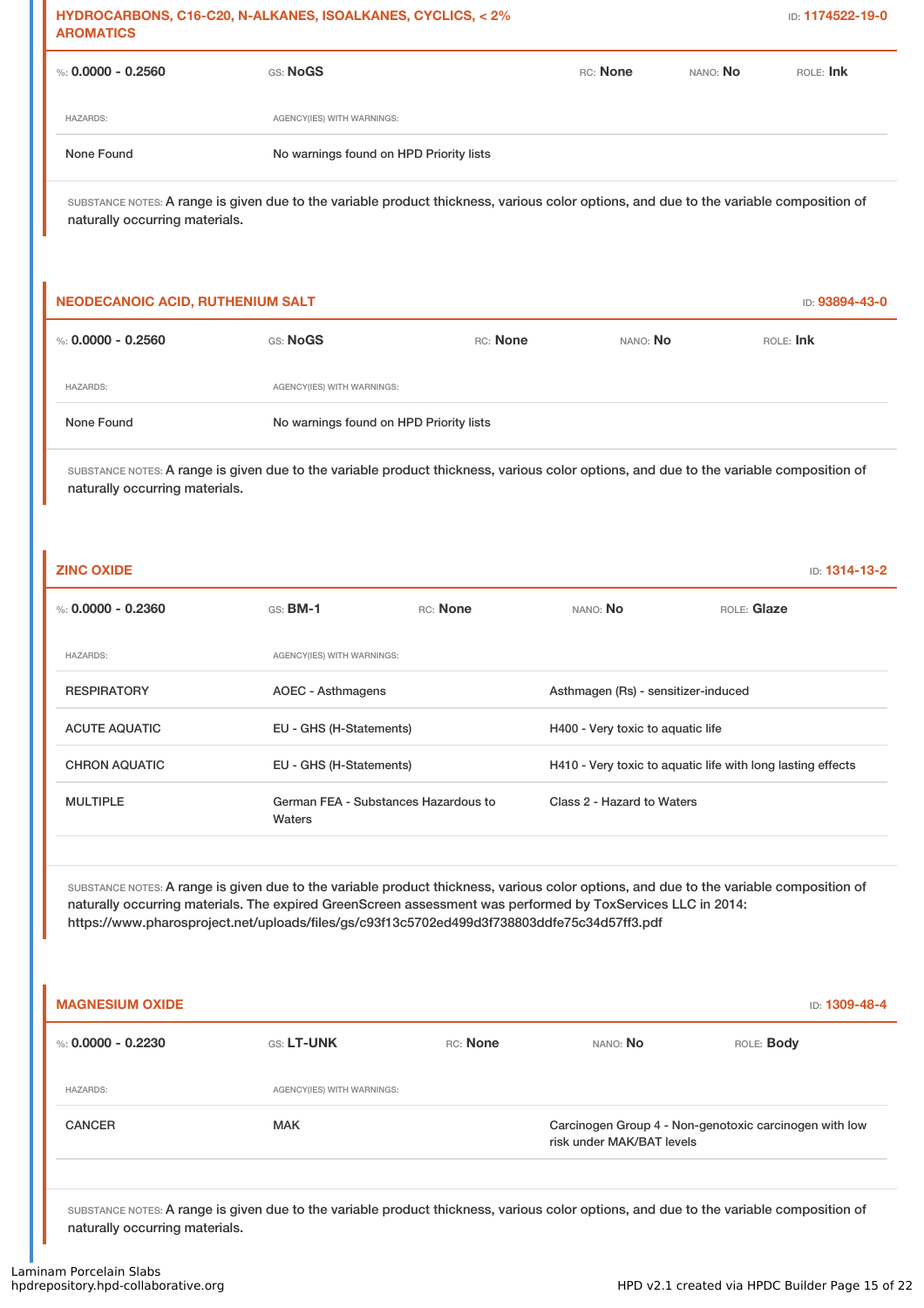### HYDROCARBONS, C16-C20, N-ALKANES, ISOALKANES, CYCLICS, < 2% AROMATICS

ID: **1174522-19-0**

%: **0.0000 - 0.2560** | GS: **NoGS** | RC: **None** | NANO: **No** | ROLE: **Ink**

| HAZARDS: | AGENCY(IES) WITH WARNINGS: |
|---|---|
| None Found | No warnings found on HPD Priority lists |

SUBSTANCE NOTES: A range is given due to the variable product thickness, various color options, and due to the variable composition of naturally occurring materials.

### NEODECANOIC ACID, RUTHENIUM SALT

ID: **93894-43-0**

%: **0.0000 - 0.2560** | GS: **NoGS** | RC: **None** | NANO: **No** | ROLE: **Ink**

| HAZARDS: | AGENCY(IES) WITH WARNINGS: |
|---|---|
| None Found | No warnings found on HPD Priority lists |

SUBSTANCE NOTES: A range is given due to the variable product thickness, various color options, and due to the variable composition of naturally occurring materials.

### ZINC OXIDE

ID: **1314-13-2**

%: **0.0000 - 0.2360** | GS: **BM-1** | RC: **None** | NANO: **No** | ROLE: **Glaze**

| HAZARDS: | AGENCY(IES) WITH WARNINGS: | |
|---|---|---|
| RESPIRATORY | AOEC - Asthmagens | Asthmagen (Rs) - sensitizer-induced |
| ACUTE AQUATIC | EU - GHS (H-Statements) | H400 - Very toxic to aquatic life |
| CHRON AQUATIC | EU - GHS (H-Statements) | H410 - Very toxic to aquatic life with long lasting effects |
| MULTIPLE | German FEA - Substances Hazardous to Waters | Class 2 - Hazard to Waters |

SUBSTANCE NOTES: A range is given due to the variable product thickness, various color options, and due to the variable composition of naturally occurring materials. The expired GreenScreen assessment was performed by ToxServices LLC in 2014: https://www.pharosproject.net/uploads/files/gs/c93f13c5702ed499d3f738803ddfe75c34d57ff3.pdf

### MAGNESIUM OXIDE

ID: **1309-48-4**

%: **0.0000 - 0.2230** | GS: **LT-UNK** | RC: **None** | NANO: **No** | ROLE: **Body**

| HAZARDS: | AGENCY(IES) WITH WARNINGS: | |
|---|---|---|
| CANCER | MAK | Carcinogen Group 4 - Non-genotoxic carcinogen with low risk under MAK/BAT levels |

SUBSTANCE NOTES: A range is given due to the variable product thickness, various color options, and due to the variable composition of naturally occurring materials.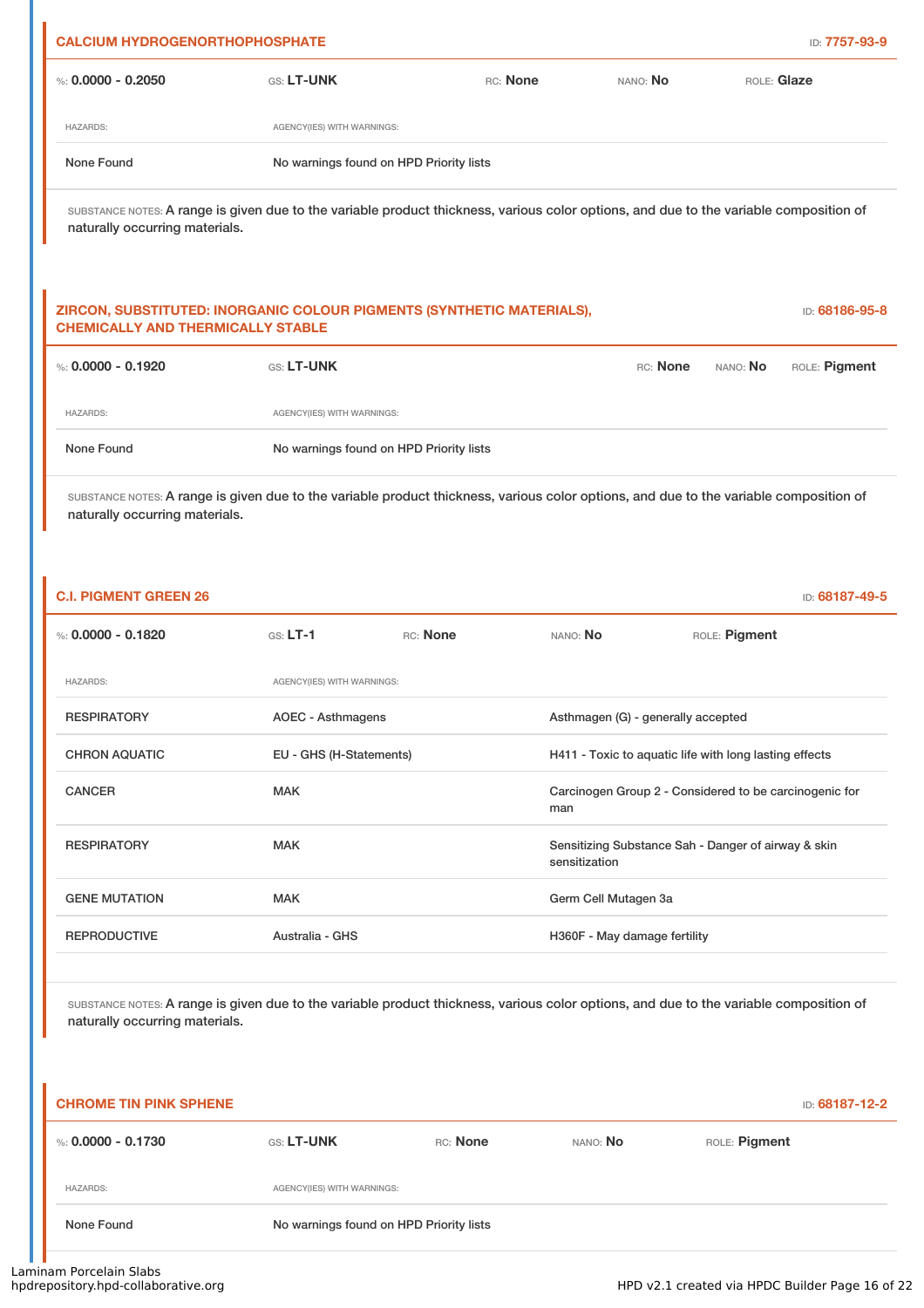### CALCIUM HYDROGENORTHOPHOSPHATE

ID: **7757-93-9**

%: **0.0000 - 0.2050** | GS: **LT-UNK** | RC: **None** | NANO: **No** | ROLE: **Glaze**

| HAZARDS: | AGENCY(IES) WITH WARNINGS: |
|---|---|
| None Found | No warnings found on HPD Priority lists |

SUBSTANCE NOTES: A range is given due to the variable product thickness, various color options, and due to the variable composition of naturally occurring materials.

### ZIRCON, SUBSTITUTED: INORGANIC COLOUR PIGMENTS (SYNTHETIC MATERIALS), CHEMICALLY AND THERMICALLY STABLE

ID: **68186-95-8**

%: **0.0000 - 0.1920** | GS: **LT-UNK** | RC: **None** | NANO: **No** | ROLE: **Pigment**

| HAZARDS: | AGENCY(IES) WITH WARNINGS: |
|---|---|
| None Found | No warnings found on HPD Priority lists |

SUBSTANCE NOTES: A range is given due to the variable product thickness, various color options, and due to the variable composition of naturally occurring materials.

### C.I. PIGMENT GREEN 26

ID: **68187-49-5**

%: **0.0000 - 0.1820** | GS: **LT-1** | RC: **None** | NANO: **No** | ROLE: **Pigment**

| HAZARDS: | AGENCY(IES) WITH WARNINGS: | |
|---|---|---|
| RESPIRATORY | AOEC - Asthmagens | Asthmagen (G) - generally accepted |
| CHRON AQUATIC | EU - GHS (H-Statements) | H411 - Toxic to aquatic life with long lasting effects |
| CANCER | MAK | Carcinogen Group 2 - Considered to be carcinogenic for man |
| RESPIRATORY | MAK | Sensitizing Substance Sah - Danger of airway & skin sensitization |
| GENE MUTATION | MAK | Germ Cell Mutagen 3a |
| REPRODUCTIVE | Australia - GHS | H360F - May damage fertility |

SUBSTANCE NOTES: A range is given due to the variable product thickness, various color options, and due to the variable composition of naturally occurring materials.

### CHROME TIN PINK SPHENE

ID: **68187-12-2**

%: **0.0000 - 0.1730** | GS: **LT-UNK** | RC: **None** | NANO: **No** | ROLE: **Pigment**

| HAZARDS: | AGENCY(IES) WITH WARNINGS: |
|---|---|
| None Found | No warnings found on HPD Priority lists |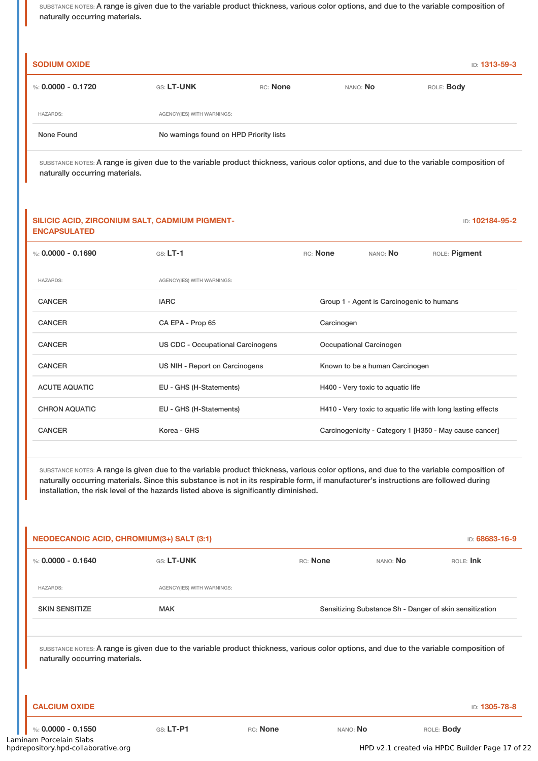SUBSTANCE NOTES: A range is given due to the variable product thickness, various color options, and due to the variable composition of naturally occurring materials.

### SODIUM OXIDE

ID: 1313-59-3

%: **0.0000 - 0.1720** GS: **LT-UNK** RC: **None** NANO: **No** ROLE: **Body**

| HAZARDS: | AGENCY(IES) WITH WARNINGS: |
|---|---|
| None Found | No warnings found on HPD Priority lists |

SUBSTANCE NOTES: A range is given due to the variable product thickness, various color options, and due to the variable composition of naturally occurring materials.

### SILICIC ACID, ZIRCONIUM SALT, CADMIUM PIGMENT-ENCAPSULATED

ID: 102184-95-2

%: **0.0000 - 0.1690** GS: **LT-1** RC: **None** NANO: **No** ROLE: **Pigment**

| HAZARDS: | AGENCY(IES) WITH WARNINGS: | |
|---|---|---|
| CANCER | IARC | Group 1 - Agent is Carcinogenic to humans |
| CANCER | CA EPA - Prop 65 | Carcinogen |
| CANCER | US CDC - Occupational Carcinogens | Occupational Carcinogen |
| CANCER | US NIH - Report on Carcinogens | Known to be a human Carcinogen |
| ACUTE AQUATIC | EU - GHS (H-Statements) | H400 - Very toxic to aquatic life |
| CHRON AQUATIC | EU - GHS (H-Statements) | H410 - Very toxic to aquatic life with long lasting effects |
| CANCER | Korea - GHS | Carcinogenicity - Category 1 [H350 - May cause cancer] |

SUBSTANCE NOTES: A range is given due to the variable product thickness, various color options, and due to the variable composition of naturally occurring materials. Since this substance is not in its respirable form, if manufacturer's instructions are followed during installation, the risk level of the hazards listed above is significantly diminished.

### NEODECANOIC ACID, CHROMIUM(3+) SALT (3:1)

ID: 68683-16-9

%: **0.0000 - 0.1640** GS: **LT-UNK** RC: **None** NANO: **No** ROLE: **Ink**

| HAZARDS: | AGENCY(IES) WITH WARNINGS: | |
|---|---|---|
| SKIN SENSITIZE | MAK | Sensitizing Substance Sh - Danger of skin sensitization |

SUBSTANCE NOTES: A range is given due to the variable product thickness, various color options, and due to the variable composition of naturally occurring materials.

### CALCIUM OXIDE

ID: 1305-78-8

%: **0.0000 - 0.1550** GS: **LT-P1** RC: **None** NANO: **No** ROLE: **Body**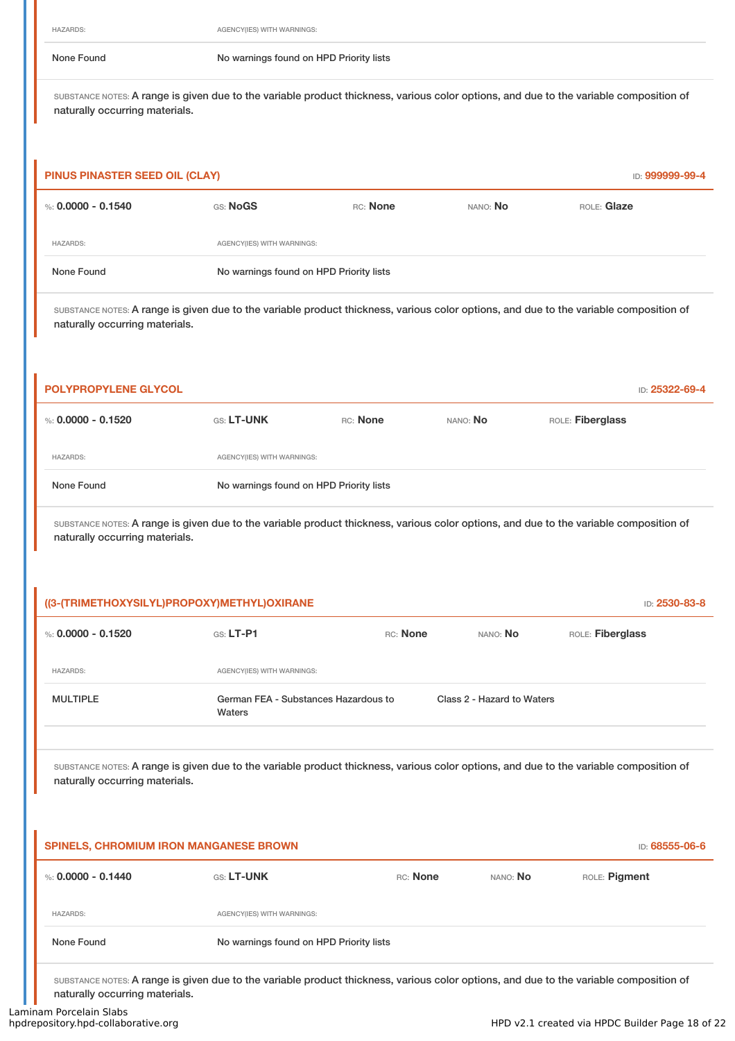| HAZARDS: | AGENCY(IES) WITH WARNINGS: |
|---|---|
| None Found | No warnings found on HPD Priority lists |

SUBSTANCE NOTES: A range is given due to the variable product thickness, various color options, and due to the variable composition of naturally occurring materials.

### PINUS PINASTER SEED OIL (CLAY)

ID: 999999-99-4

%: **0.0000 - 0.1540** GS: **NoGS** RC: **None** NANO: **No** ROLE: **Glaze**

| HAZARDS: | AGENCY(IES) WITH WARNINGS: |
|---|---|
| None Found | No warnings found on HPD Priority lists |

SUBSTANCE NOTES: A range is given due to the variable product thickness, various color options, and due to the variable composition of naturally occurring materials.

### POLYPROPYLENE GLYCOL

ID: 25322-69-4

%: **0.0000 - 0.1520** GS: **LT-UNK** RC: **None** NANO: **No** ROLE: **Fiberglass**

| HAZARDS: | AGENCY(IES) WITH WARNINGS: |
|---|---|
| None Found | No warnings found on HPD Priority lists |

SUBSTANCE NOTES: A range is given due to the variable product thickness, various color options, and due to the variable composition of naturally occurring materials.

### ((3-(TRIMETHOXYSILYL)PROPOXY)METHYL)OXIRANE

ID: 2530-83-8

%: **0.0000 - 0.1520** GS: **LT-P1** RC: **None** NANO: **No** ROLE: **Fiberglass**

| HAZARDS: | AGENCY(IES) WITH WARNINGS: | |
|---|---|---|
| MULTIPLE | German FEA - Substances Hazardous to Waters | Class 2 - Hazard to Waters |

SUBSTANCE NOTES: A range is given due to the variable product thickness, various color options, and due to the variable composition of naturally occurring materials.

### SPINELS, CHROMIUM IRON MANGANESE BROWN

ID: 68555-06-6

%: **0.0000 - 0.1440** GS: **LT-UNK** RC: **None** NANO: **No** ROLE: **Pigment**

| HAZARDS: | AGENCY(IES) WITH WARNINGS: |
|---|---|
| None Found | No warnings found on HPD Priority lists |

SUBSTANCE NOTES: A range is given due to the variable product thickness, various color options, and due to the variable composition of naturally occurring materials.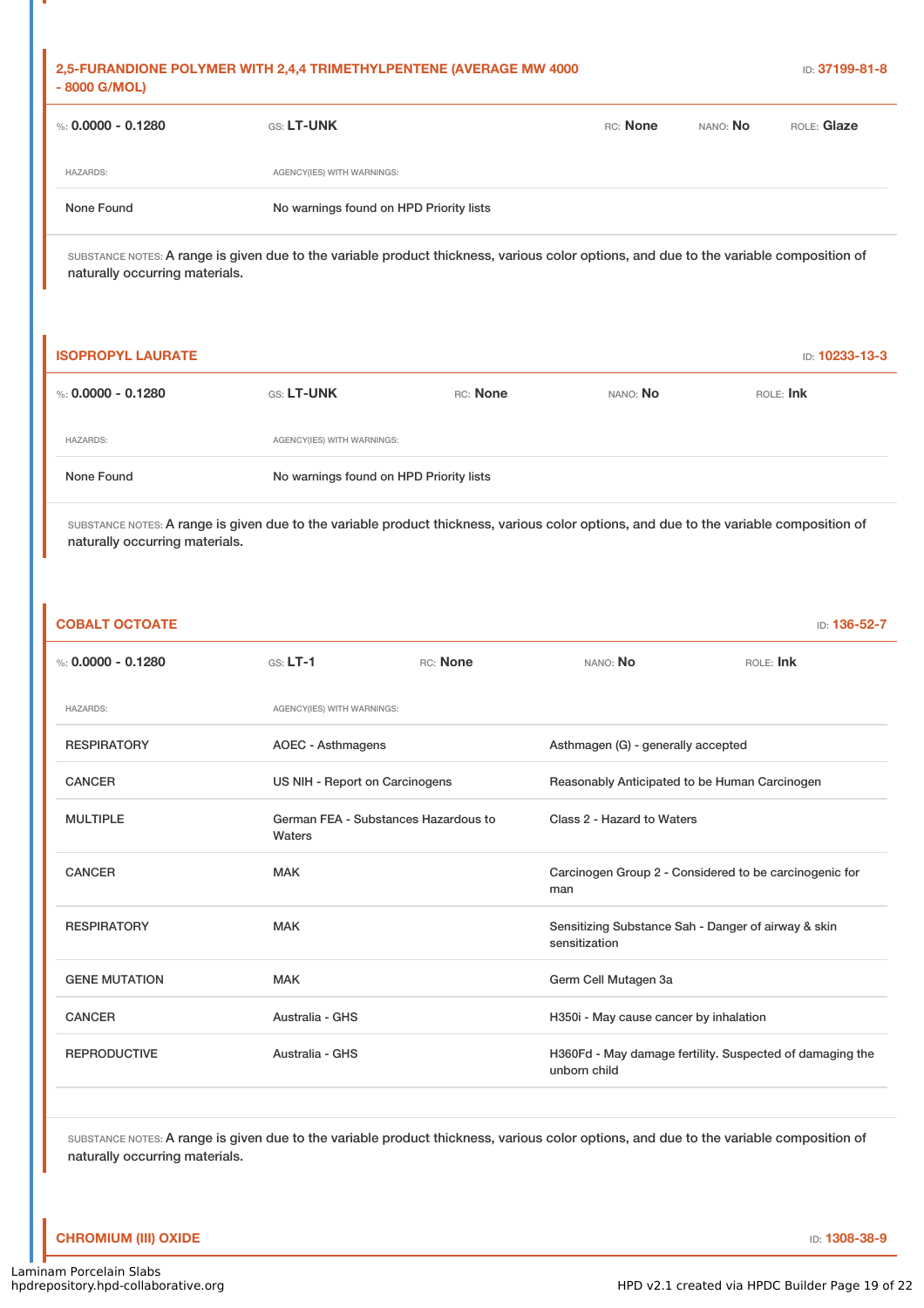### 2,5-FURANDIONE POLYMER WITH 2,4,4 TRIMETHYLPENTENE (AVERAGE MW 4000 - 8000 G/MOL)

ID: **37199-81-8**

%: **0.0000 - 0.1280** GS: **LT-UNK** RC: **None** NANO: **No** ROLE: **Glaze**

| HAZARDS: | AGENCY(IES) WITH WARNINGS: |
|---|---|
| None Found | No warnings found on HPD Priority lists |

SUBSTANCE NOTES: A range is given due to the variable product thickness, various color options, and due to the variable composition of naturally occurring materials.

### ISOPROPYL LAURATE

ID: **10233-13-3**

%: **0.0000 - 0.1280** GS: **LT-UNK** RC: **None** NANO: **No** ROLE: **Ink**

| HAZARDS: | AGENCY(IES) WITH WARNINGS: |
|---|---|
| None Found | No warnings found on HPD Priority lists |

SUBSTANCE NOTES: A range is given due to the variable product thickness, various color options, and due to the variable composition of naturally occurring materials.

### COBALT OCTOATE

ID: **136-52-7**

%: **0.0000 - 0.1280** GS: **LT-1** RC: **None** NANO: **No** ROLE: **Ink**

| HAZARDS: | AGENCY(IES) WITH WARNINGS: | |
|---|---|---|
| RESPIRATORY | AOEC - Asthmagens | Asthmagen (G) - generally accepted |
| CANCER | US NIH - Report on Carcinogens | Reasonably Anticipated to be Human Carcinogen |
| MULTIPLE | German FEA - Substances Hazardous to Waters | Class 2 - Hazard to Waters |
| CANCER | MAK | Carcinogen Group 2 - Considered to be carcinogenic for man |
| RESPIRATORY | MAK | Sensitizing Substance Sah - Danger of airway & skin sensitization |
| GENE MUTATION | MAK | Germ Cell Mutagen 3a |
| CANCER | Australia - GHS | H350i - May cause cancer by inhalation |
| REPRODUCTIVE | Australia - GHS | H360Fd - May damage fertility. Suspected of damaging the unborn child |

SUBSTANCE NOTES: A range is given due to the variable product thickness, various color options, and due to the variable composition of naturally occurring materials.

### CHROMIUM (III) OXIDE

ID: **1308-38-9**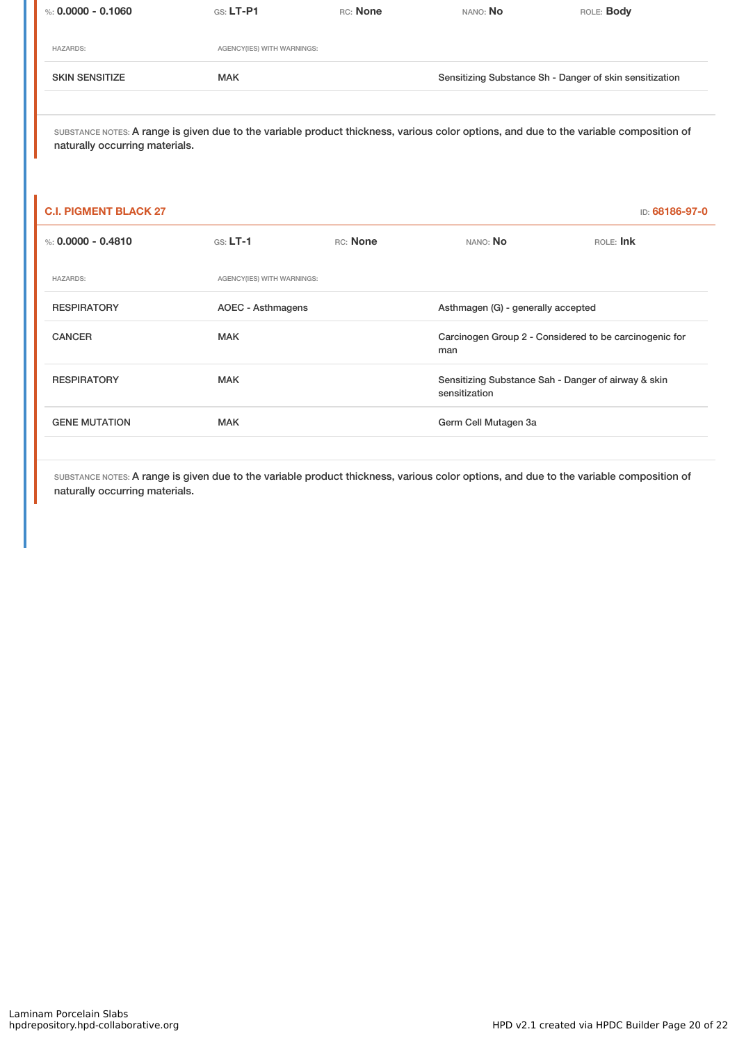| %: **0.0000 - 0.1060** | GS: **LT-P1** | RC: **None** | NANO: **No** | ROLE: **Body** |
|---|---|---|---|---|

| HAZARDS: | AGENCY(IES) WITH WARNINGS: | |
|---|---|---|
| SKIN SENSITIZE | MAK | Sensitizing Substance Sh - Danger of skin sensitization |

SUBSTANCE NOTES: A range is given due to the variable product thickness, various color options, and due to the variable composition of naturally occurring materials.

### C.I. PIGMENT BLACK 27

ID: **68186-97-0**

| %: **0.0000 - 0.4810** | GS: **LT-1** | RC: **None** | NANO: **No** | ROLE: **Ink** |
|---|---|---|---|---|

| HAZARDS: | AGENCY(IES) WITH WARNINGS: | |
|---|---|---|
| RESPIRATORY | AOEC - Asthmagens | Asthmagen (G) - generally accepted |
| CANCER | MAK | Carcinogen Group 2 - Considered to be carcinogenic for man |
| RESPIRATORY | MAK | Sensitizing Substance Sah - Danger of airway & skin sensitization |
| GENE MUTATION | MAK | Germ Cell Mutagen 3a |

SUBSTANCE NOTES: A range is given due to the variable product thickness, various color options, and due to the variable composition of naturally occurring materials.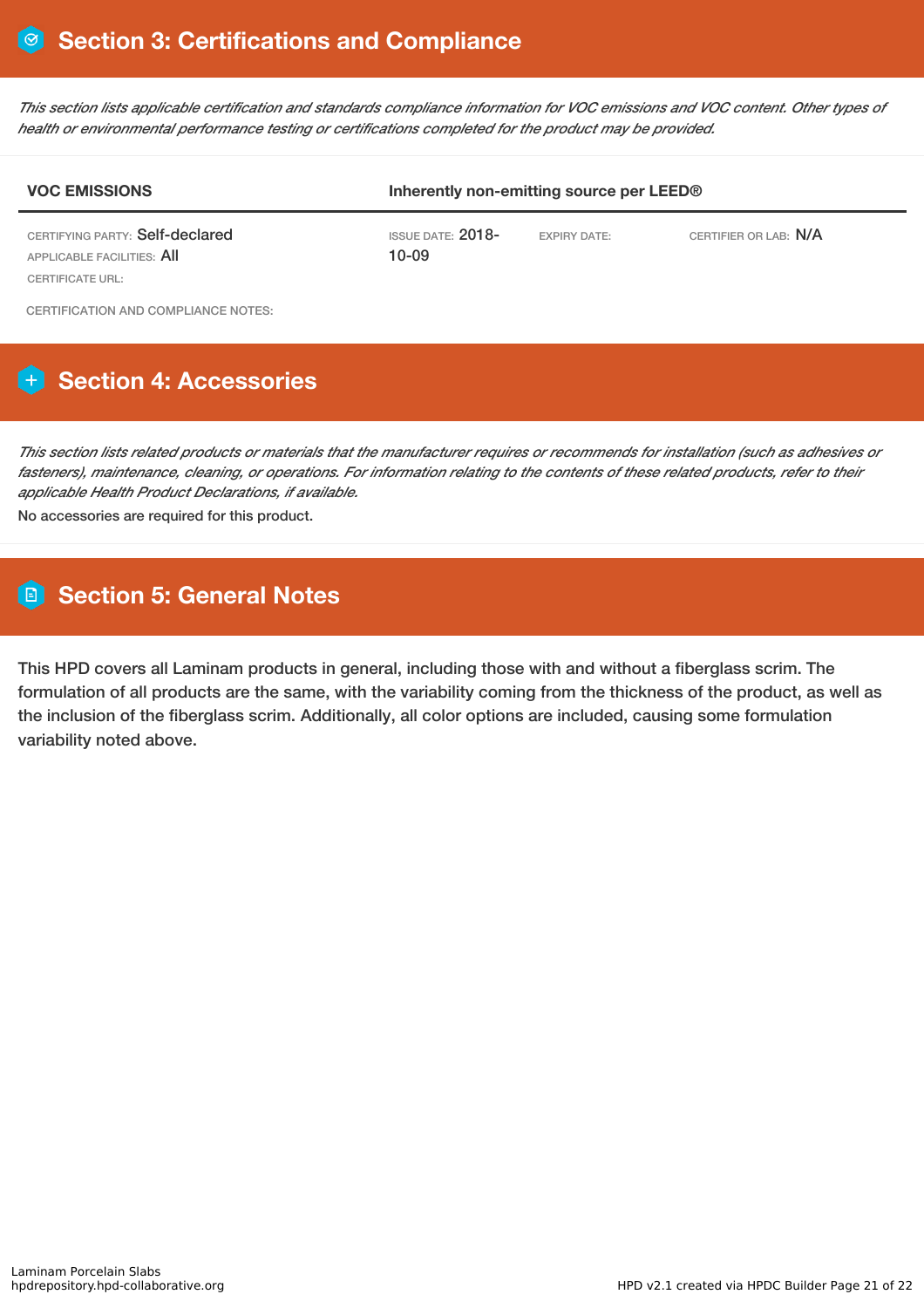## Section 3: Certifications and Compliance

*This section lists applicable certification and standards compliance information for VOC emissions and VOC content. Other types of health or environmental performance testing or certifications completed for the product may be provided.*

| VOC EMISSIONS | Inherently non-emitting source per LEED® | | |
|---|---|---|---|
| CERTIFYING PARTY: Self-declared<br>APPLICABLE FACILITIES: All<br>CERTIFICATE URL: | ISSUE DATE: 2018-10-09 | EXPIRY DATE: | CERTIFIER OR LAB: N/A |

CERTIFICATION AND COMPLIANCE NOTES:

## Section 4: Accessories

*This section lists related products or materials that the manufacturer requires or recommends for installation (such as adhesives or fasteners), maintenance, cleaning, or operations. For information relating to the contents of these related products, refer to their applicable Health Product Declarations, if available.*

No accessories are required for this product.

## Section 5: General Notes

This HPD covers all Laminam products in general, including those with and without a fiberglass scrim. The formulation of all products are the same, with the variability coming from the thickness of the product, as well as the inclusion of the fiberglass scrim. Additionally, all color options are included, causing some formulation variability noted above.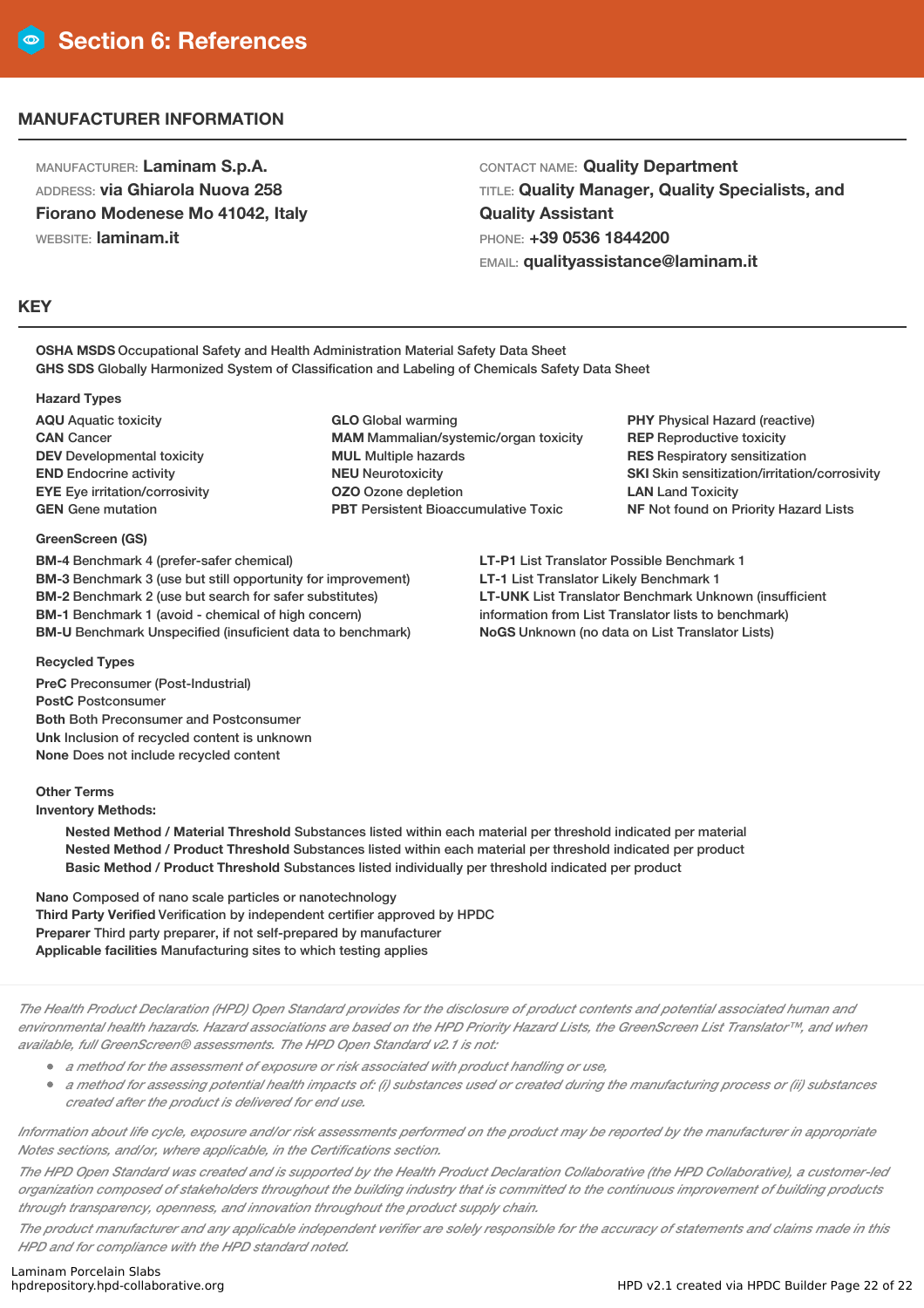# Section 6: References

## MANUFACTURER INFORMATION

MANUFACTURER: **Laminam S.p.A.**
ADDRESS: **via Ghiarola Nuova 258**
**Fiorano Modenese Mo 41042, Italy**
WEBSITE: **laminam.it**

CONTACT NAME: **Quality Department**
TITLE: **Quality Manager, Quality Specialists, and Quality Assistant**
PHONE: **+39 0536 1844200**
EMAIL: **qualityassistance@laminam.it**

## KEY

**OSHA MSDS** Occupational Safety and Health Administration Material Safety Data Sheet
**GHS SDS** Globally Harmonized System of Classification and Labeling of Chemicals Safety Data Sheet

**Hazard Types**

**AQU** Aquatic toxicity
**CAN** Cancer
**DEV** Developmental toxicity
**END** Endocrine activity
**EYE** Eye irritation/corrosivity
**GEN** Gene mutation
**GLO** Global warming
**MAM** Mammalian/systemic/organ toxicity
**MUL** Multiple hazards
**NEU** Neurotoxicity
**OZO** Ozone depletion
**PBT** Persistent Bioaccumulative Toxic
**PHY** Physical Hazard (reactive)
**REP** Reproductive toxicity
**RES** Respiratory sensitization
**SKI** Skin sensitization/irritation/corrosivity
**LAN** Land Toxicity
**NF** Not found on Priority Hazard Lists

**GreenScreen (GS)**

**BM-4** Benchmark 4 (prefer-safer chemical)
**BM-3** Benchmark 3 (use but still opportunity for improvement)
**BM-2** Benchmark 2 (use but search for safer substitutes)
**BM-1** Benchmark 1 (avoid - chemical of high concern)
**BM-U** Benchmark Unspecified (insuficient data to benchmark)
**LT-P1** List Translator Possible Benchmark 1
**LT-1** List Translator Likely Benchmark 1
**LT-UNK** List Translator Benchmark Unknown (insufficient information from List Translator lists to benchmark)
**NoGS** Unknown (no data on List Translator Lists)

**Recycled Types**

**PreC** Preconsumer (Post-Industrial)
**PostC** Postconsumer
**Both** Both Preconsumer and Postconsumer
**Unk** Inclusion of recycled content is unknown
**None** Does not include recycled content

**Other Terms**
**Inventory Methods:**

**Nested Method / Material Threshold** Substances listed within each material per threshold indicated per material
**Nested Method / Product Threshold** Substances listed within each material per threshold indicated per product
**Basic Method / Product Threshold** Substances listed individually per threshold indicated per product

**Nano** Composed of nano scale particles or nanotechnology
**Third Party Verified** Verification by independent certifier approved by HPDC
**Preparer** Third party preparer, if not self-prepared by manufacturer
**Applicable facilities** Manufacturing sites to which testing applies

*The Health Product Declaration (HPD) Open Standard provides for the disclosure of product contents and potential associated human and environmental health hazards. Hazard associations are based on the HPD Priority Hazard Lists, the GreenScreen List Translator™, and when available, full GreenScreen® assessments. The HPD Open Standard v2.1 is not:*

- *a method for the assessment of exposure or risk associated with product handling or use,*
- *a method for assessing potential health impacts of: (i) substances used or created during the manufacturing process or (ii) substances created after the product is delivered for end use.*

*Information about life cycle, exposure and/or risk assessments performed on the product may be reported by the manufacturer in appropriate Notes sections, and/or, where applicable, in the Certifications section.*

*The HPD Open Standard was created and is supported by the Health Product Declaration Collaborative (the HPD Collaborative), a customer-led organization composed of stakeholders throughout the building industry that is committed to the continuous improvement of building products through transparency, openness, and innovation throughout the product supply chain.*

*The product manufacturer and any applicable independent verifier are solely responsible for the accuracy of statements and claims made in this HPD and for compliance with the HPD standard noted.*